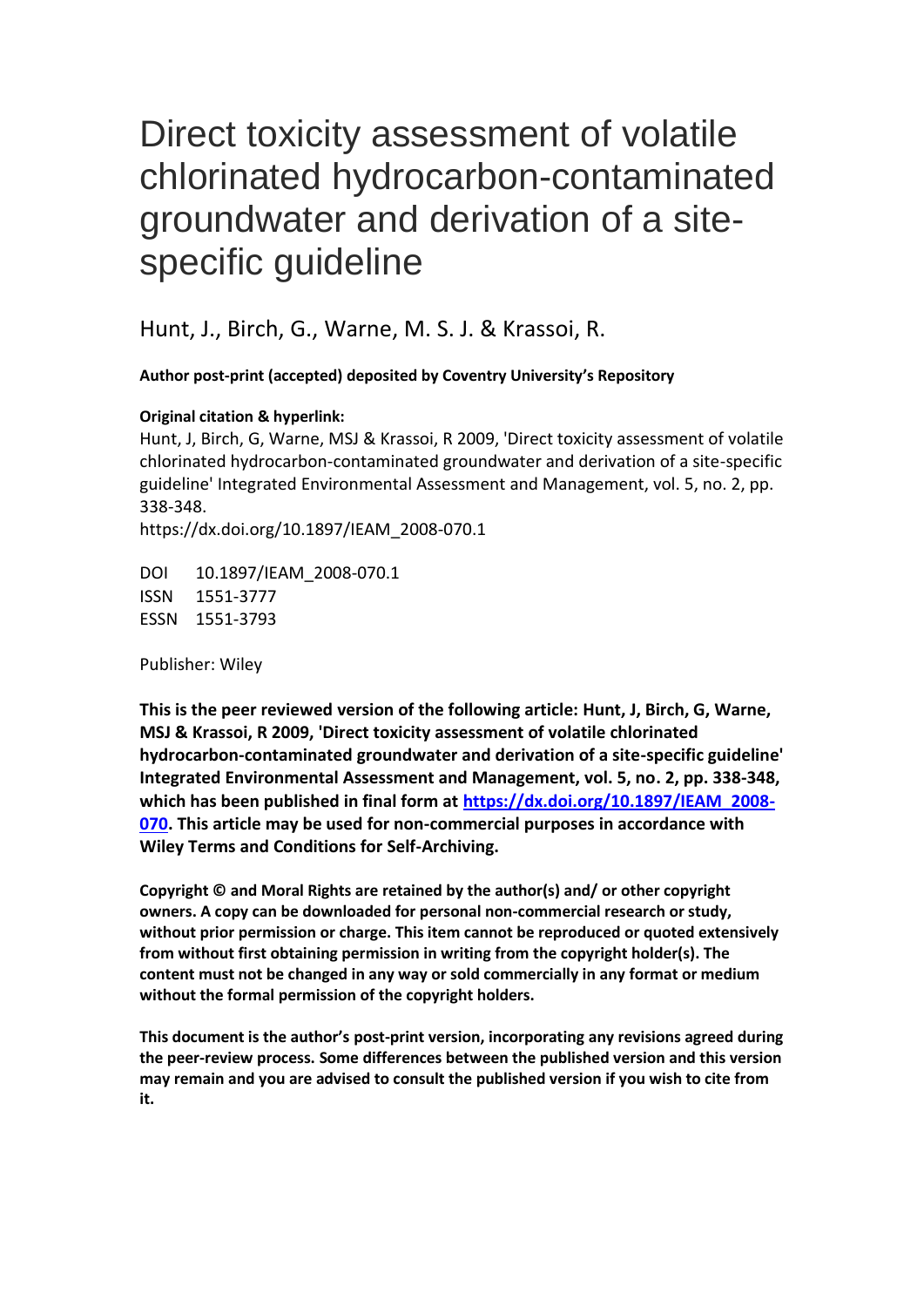# Direct toxicity assessment of volatile chlorinated hydrocarbon-contaminated groundwater and derivation of a site-specific guideline

Hunt, J., Birch, G., Warne, M. S. J. & Krassoi, R.

**Author post-print (accepted) deposited by Coventry University's Repository**

**Original citation & hyperlink:**

Hunt, J, Birch, G, Warne, MSJ & Krassoi, R 2009, 'Direct toxicity assessment of volatile chlorinated hydrocarbon-contaminated groundwater and derivation of a site-specific guideline' Integrated Environmental Assessment and Management, vol. 5, no. 2, pp. 338-348.

https://dx.doi.org/10.1897/IEAM_2008-070.1

DOI 10.1897/IEAM_2008-070.1

ISSN 1551-3777

ESSN 1551-3793

Publisher: Wiley

**This is the peer reviewed version of the following article: Hunt, J, Birch, G, Warne, MSJ & Krassoi, R 2009, 'Direct toxicity assessment of volatile chlorinated hydrocarbon-contaminated groundwater and derivation of a site-specific guideline' Integrated Environmental Assessment and Management, vol. 5, no. 2, pp. 338-348, which has been published in final form at [https://dx.doi.org/10.1897/IEAM_2008-070](https://dx.doi.org/10.1897/IEAM_2008-070). This article may be used for non-commercial purposes in accordance with Wiley Terms and Conditions for Self-Archiving.**

**Copyright © and Moral Rights are retained by the author(s) and/ or other copyright owners. A copy can be downloaded for personal non-commercial research or study, without prior permission or charge. This item cannot be reproduced or quoted extensively from without first obtaining permission in writing from the copyright holder(s). The content must not be changed in any way or sold commercially in any format or medium without the formal permission of the copyright holders.**

**This document is the author's post-print version, incorporating any revisions agreed during the peer-review process. Some differences between the published version and this version may remain and you are advised to consult the published version if you wish to cite from it.**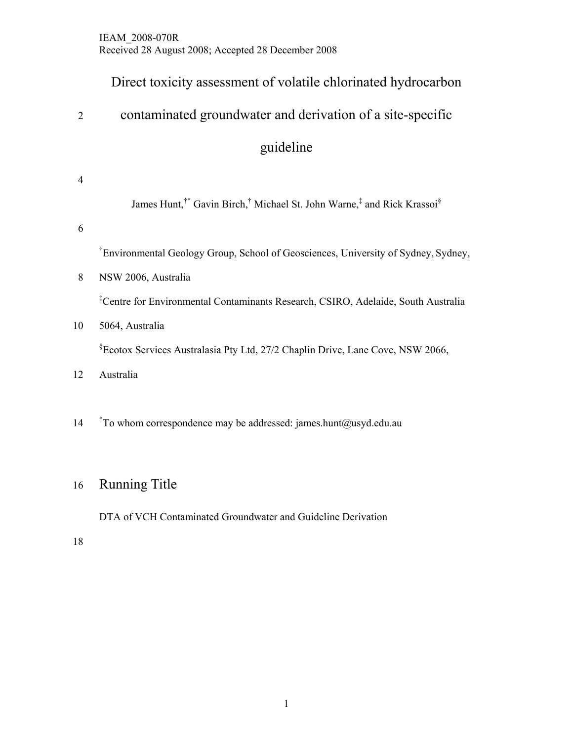IEAM_2008-070R
Received 28 August 2008; Accepted 28 December 2008

# Direct toxicity assessment of volatile chlorinated hydrocarbon contaminated groundwater and derivation of a site-specific guideline

James Hunt,[†*] Gavin Birch,[†] Michael St. John Warne,[‡] and Rick Krassoi[§]

[†]Environmental Geology Group, School of Geosciences, University of Sydney, Sydney, NSW 2006, Australia

[‡]Centre for Environmental Contaminants Research, CSIRO, Adelaide, South Australia 5064, Australia

[§]Ecotox Services Australasia Pty Ltd, 27/2 Chaplin Drive, Lane Cove, NSW 2066, Australia

[*]To whom correspondence may be addressed: james.hunt@usyd.edu.au

## Running Title

DTA of VCH Contaminated Groundwater and Guideline Derivation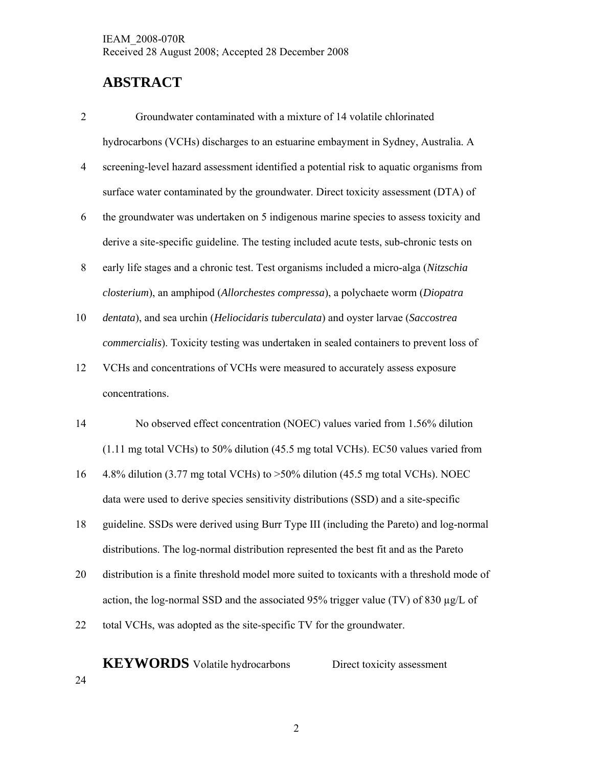IEAM_2008-070R
Received 28 August 2008; Accepted 28 December 2008

# ABSTRACT

Groundwater contaminated with a mixture of 14 volatile chlorinated hydrocarbons (VCHs) discharges to an estuarine embayment in Sydney, Australia. A screening-level hazard assessment identified a potential risk to aquatic organisms from surface water contaminated by the groundwater. Direct toxicity assessment (DTA) of the groundwater was undertaken on 5 indigenous marine species to assess toxicity and derive a site-specific guideline. The testing included acute tests, sub-chronic tests on early life stages and a chronic test. Test organisms included a micro-alga (*Nitzschia closterium*), an amphipod (*Allorchestes compressa*), a polychaete worm (*Diopatra dentata*), and sea urchin (*Heliocidaris tuberculata*) and oyster larvae (*Saccostrea commercialis*). Toxicity testing was undertaken in sealed containers to prevent loss of VCHs and concentrations of VCHs were measured to accurately assess exposure concentrations.

No observed effect concentration (NOEC) values varied from 1.56% dilution (1.11 mg total VCHs) to 50% dilution (45.5 mg total VCHs). EC50 values varied from 4.8% dilution (3.77 mg total VCHs) to >50% dilution (45.5 mg total VCHs). NOEC data were used to derive species sensitivity distributions (SSD) and a site-specific guideline. SSDs were derived using Burr Type III (including the Pareto) and log-normal distributions. The log-normal distribution represented the best fit and as the Pareto distribution is a finite threshold model more suited to toxicants with a threshold mode of action, the log-normal SSD and the associated 95% trigger value (TV) of 830 µg/L of total VCHs, was adopted as the site-specific TV for the groundwater.

**KEYWORDS** Volatile hydrocarbons Direct toxicity assessment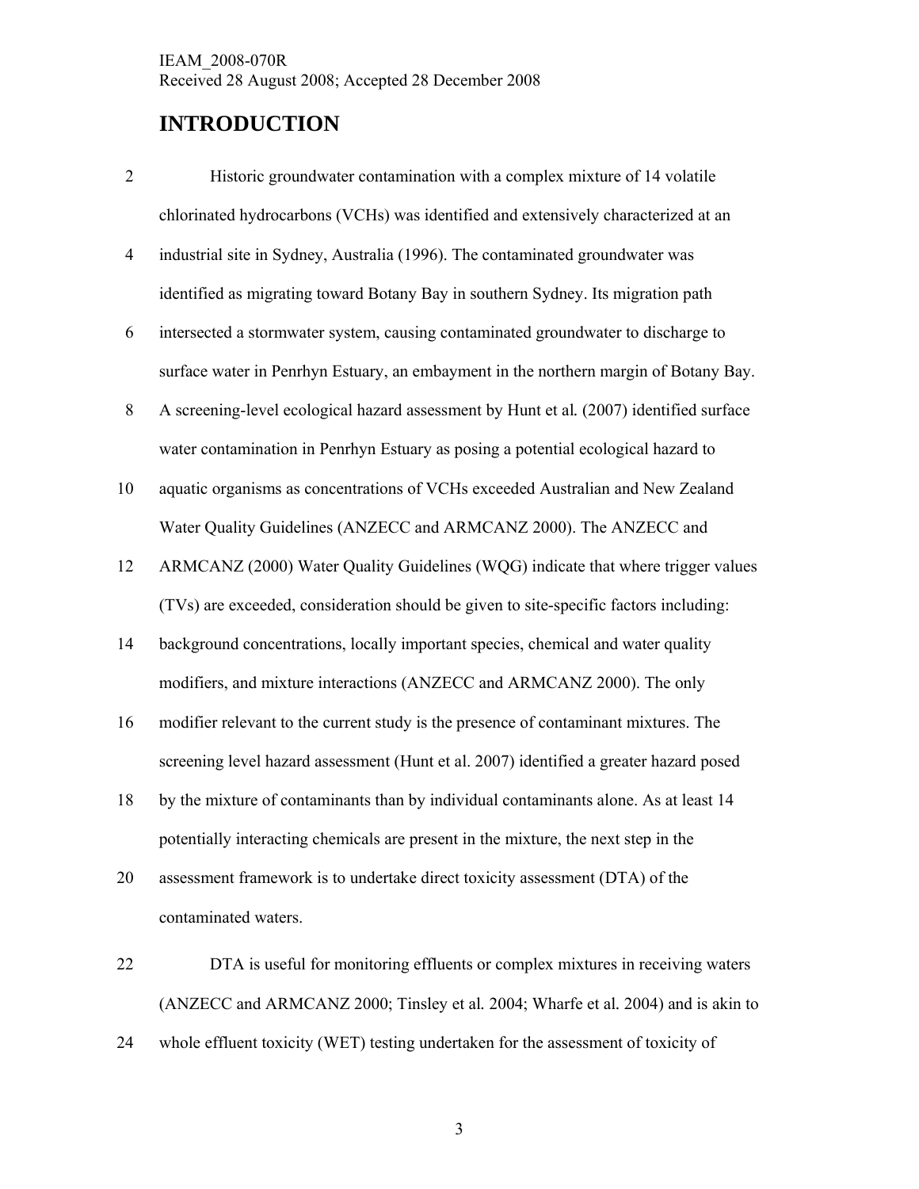# INTRODUCTION

Historic groundwater contamination with a complex mixture of 14 volatile chlorinated hydrocarbons (VCHs) was identified and extensively characterized at an industrial site in Sydney, Australia (1996). The contaminated groundwater was identified as migrating toward Botany Bay in southern Sydney. Its migration path intersected a stormwater system, causing contaminated groundwater to discharge to surface water in Penrhyn Estuary, an embayment in the northern margin of Botany Bay. A screening-level ecological hazard assessment by Hunt et al. (2007) identified surface water contamination in Penrhyn Estuary as posing a potential ecological hazard to aquatic organisms as concentrations of VCHs exceeded Australian and New Zealand Water Quality Guidelines (ANZECC and ARMCANZ 2000). The ANZECC and ARMCANZ (2000) Water Quality Guidelines (WQG) indicate that where trigger values (TVs) are exceeded, consideration should be given to site-specific factors including: background concentrations, locally important species, chemical and water quality modifiers, and mixture interactions (ANZECC and ARMCANZ 2000). The only modifier relevant to the current study is the presence of contaminant mixtures. The screening level hazard assessment (Hunt et al. 2007) identified a greater hazard posed by the mixture of contaminants than by individual contaminants alone. As at least 14 potentially interacting chemicals are present in the mixture, the next step in the assessment framework is to undertake direct toxicity assessment (DTA) of the contaminated waters.

DTA is useful for monitoring effluents or complex mixtures in receiving waters (ANZECC and ARMCANZ 2000; Tinsley et al. 2004; Wharfe et al. 2004) and is akin to whole effluent toxicity (WET) testing undertaken for the assessment of toxicity of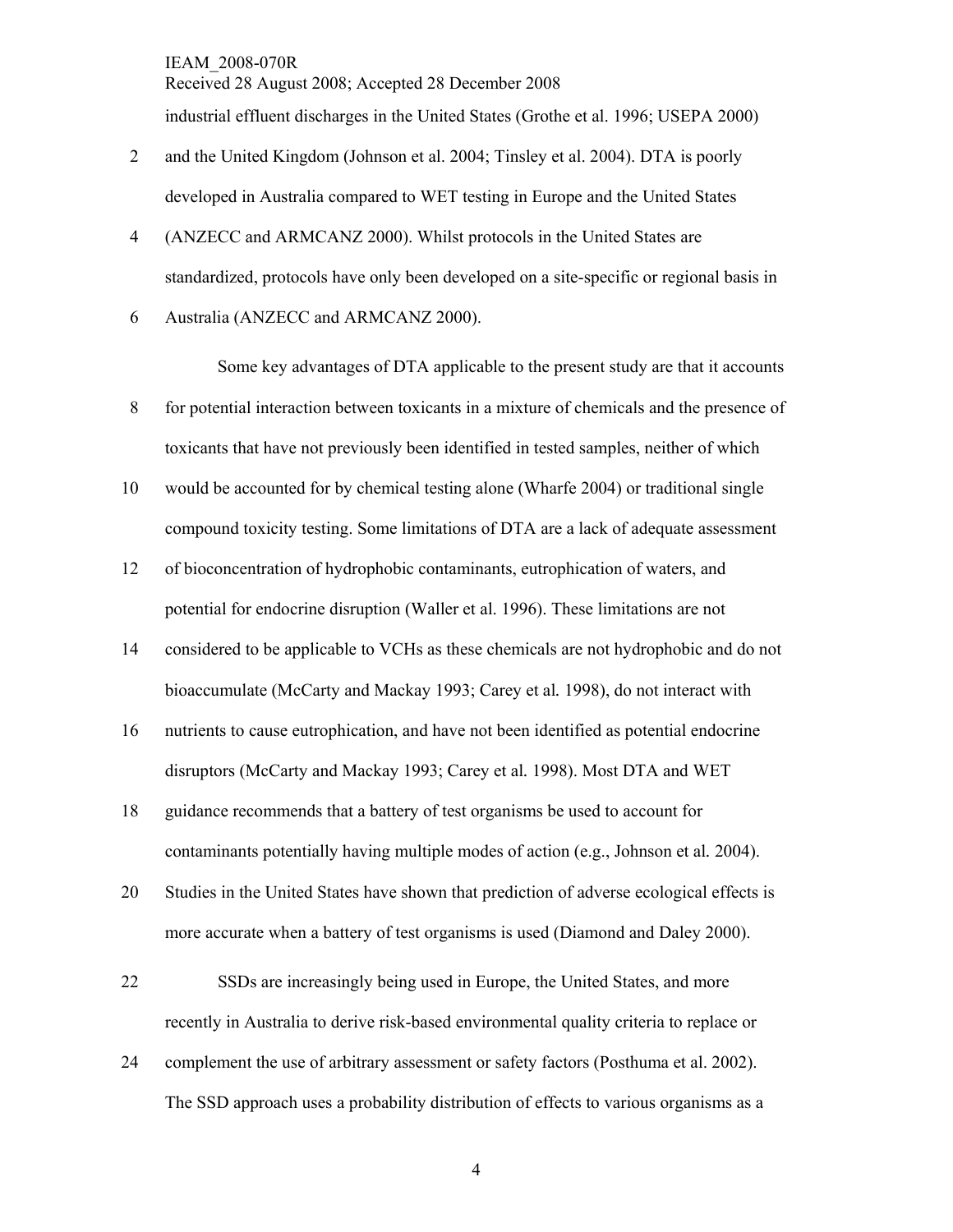industrial effluent discharges in the United States (Grothe et al. 1996; USEPA 2000) and the United Kingdom (Johnson et al. 2004; Tinsley et al. 2004). DTA is poorly developed in Australia compared to WET testing in Europe and the United States (ANZECC and ARMCANZ 2000). Whilst protocols in the United States are standardized, protocols have only been developed on a site-specific or regional basis in Australia (ANZECC and ARMCANZ 2000).

Some key advantages of DTA applicable to the present study are that it accounts for potential interaction between toxicants in a mixture of chemicals and the presence of toxicants that have not previously been identified in tested samples, neither of which would be accounted for by chemical testing alone (Wharfe 2004) or traditional single compound toxicity testing. Some limitations of DTA are a lack of adequate assessment of bioconcentration of hydrophobic contaminants, eutrophication of waters, and potential for endocrine disruption (Waller et al. 1996). These limitations are not considered to be applicable to VCHs as these chemicals are not hydrophobic and do not bioaccumulate (McCarty and Mackay 1993; Carey et al. 1998), do not interact with nutrients to cause eutrophication, and have not been identified as potential endocrine disruptors (McCarty and Mackay 1993; Carey et al. 1998). Most DTA and WET guidance recommends that a battery of test organisms be used to account for contaminants potentially having multiple modes of action (e.g., Johnson et al. 2004). Studies in the United States have shown that prediction of adverse ecological effects is more accurate when a battery of test organisms is used (Diamond and Daley 2000).

SSDs are increasingly being used in Europe, the United States, and more recently in Australia to derive risk-based environmental quality criteria to replace or complement the use of arbitrary assessment or safety factors (Posthuma et al. 2002). The SSD approach uses a probability distribution of effects to various organisms as a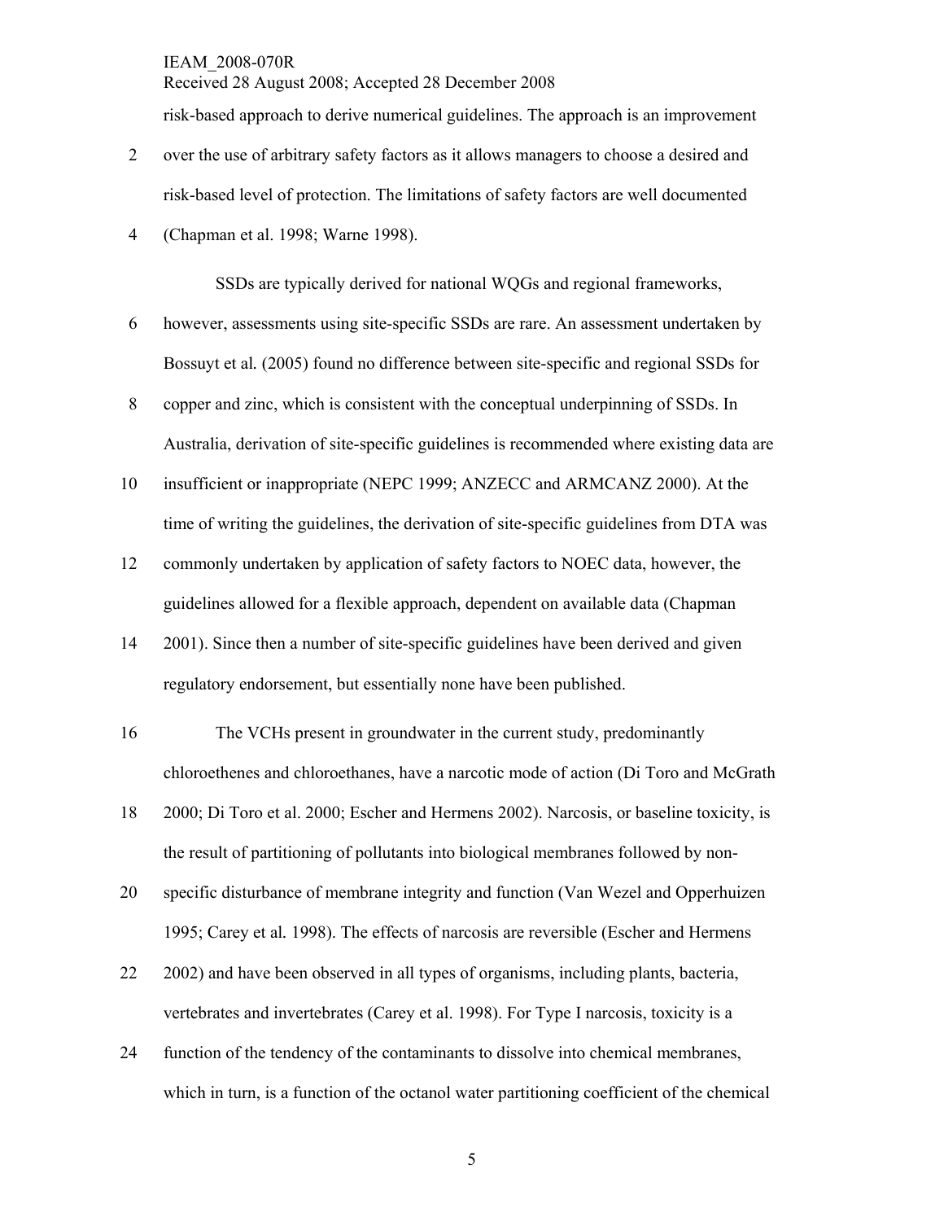risk-based approach to derive numerical guidelines. The approach is an improvement over the use of arbitrary safety factors as it allows managers to choose a desired and risk-based level of protection. The limitations of safety factors are well documented (Chapman et al. 1998; Warne 1998).

SSDs are typically derived for national WQGs and regional frameworks, however, assessments using site-specific SSDs are rare. An assessment undertaken by Bossuyt et al*.* (2005) found no difference between site-specific and regional SSDs for copper and zinc, which is consistent with the conceptual underpinning of SSDs. In Australia, derivation of site-specific guidelines is recommended where existing data are insufficient or inappropriate (NEPC 1999; ANZECC and ARMCANZ 2000). At the time of writing the guidelines, the derivation of site-specific guidelines from DTA was commonly undertaken by application of safety factors to NOEC data, however, the guidelines allowed for a flexible approach, dependent on available data (Chapman 2001). Since then a number of site-specific guidelines have been derived and given regulatory endorsement, but essentially none have been published.

The VCHs present in groundwater in the current study, predominantly chloroethenes and chloroethanes, have a narcotic mode of action (Di Toro and McGrath 2000; Di Toro et al. 2000; Escher and Hermens 2002). Narcosis, or baseline toxicity, is the result of partitioning of pollutants into biological membranes followed by non-specific disturbance of membrane integrity and function (Van Wezel and Opperhuizen 1995; Carey et al*.* 1998). The effects of narcosis are reversible (Escher and Hermens 2002) and have been observed in all types of organisms, including plants, bacteria, vertebrates and invertebrates (Carey et al. 1998). For Type I narcosis, toxicity is a function of the tendency of the contaminants to dissolve into chemical membranes, which in turn, is a function of the octanol water partitioning coefficient of the chemical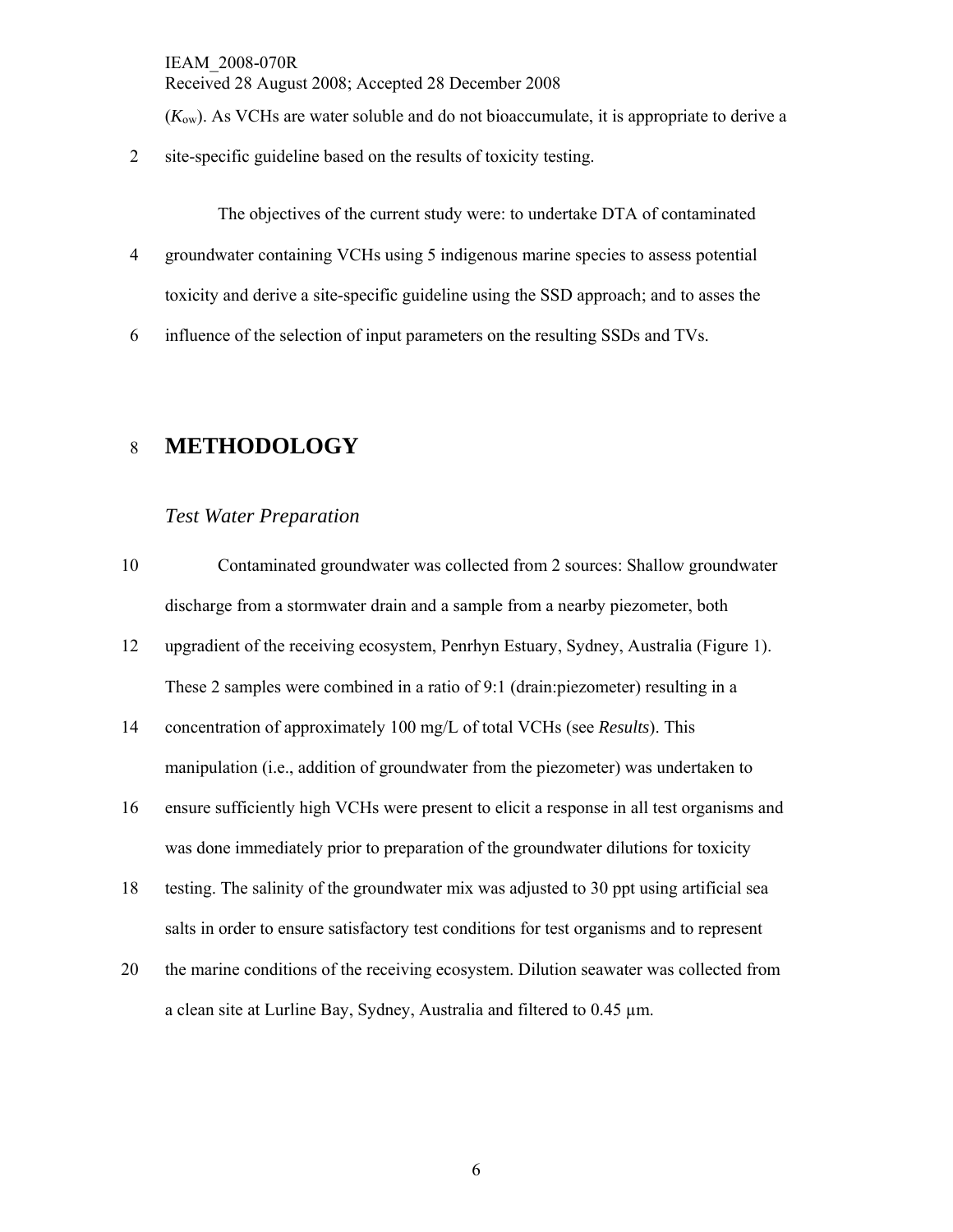($K_{ow}$). As VCHs are water soluble and do not bioaccumulate, it is appropriate to derive a site-specific guideline based on the results of toxicity testing.

The objectives of the current study were: to undertake DTA of contaminated groundwater containing VCHs using 5 indigenous marine species to assess potential toxicity and derive a site-specific guideline using the SSD approach; and to asses the influence of the selection of input parameters on the resulting SSDs and TVs.

# METHODOLOGY

## *Test Water Preparation*

Contaminated groundwater was collected from 2 sources: Shallow groundwater discharge from a stormwater drain and a sample from a nearby piezometer, both upgradient of the receiving ecosystem, Penrhyn Estuary, Sydney, Australia (Figure 1). These 2 samples were combined in a ratio of 9:1 (drain:piezometer) resulting in a concentration of approximately 100 mg/L of total VCHs (see *Results*). This manipulation (i.e., addition of groundwater from the piezometer) was undertaken to ensure sufficiently high VCHs were present to elicit a response in all test organisms and was done immediately prior to preparation of the groundwater dilutions for toxicity testing. The salinity of the groundwater mix was adjusted to 30 ppt using artificial sea salts in order to ensure satisfactory test conditions for test organisms and to represent the marine conditions of the receiving ecosystem. Dilution seawater was collected from a clean site at Lurline Bay, Sydney, Australia and filtered to 0.45 µm.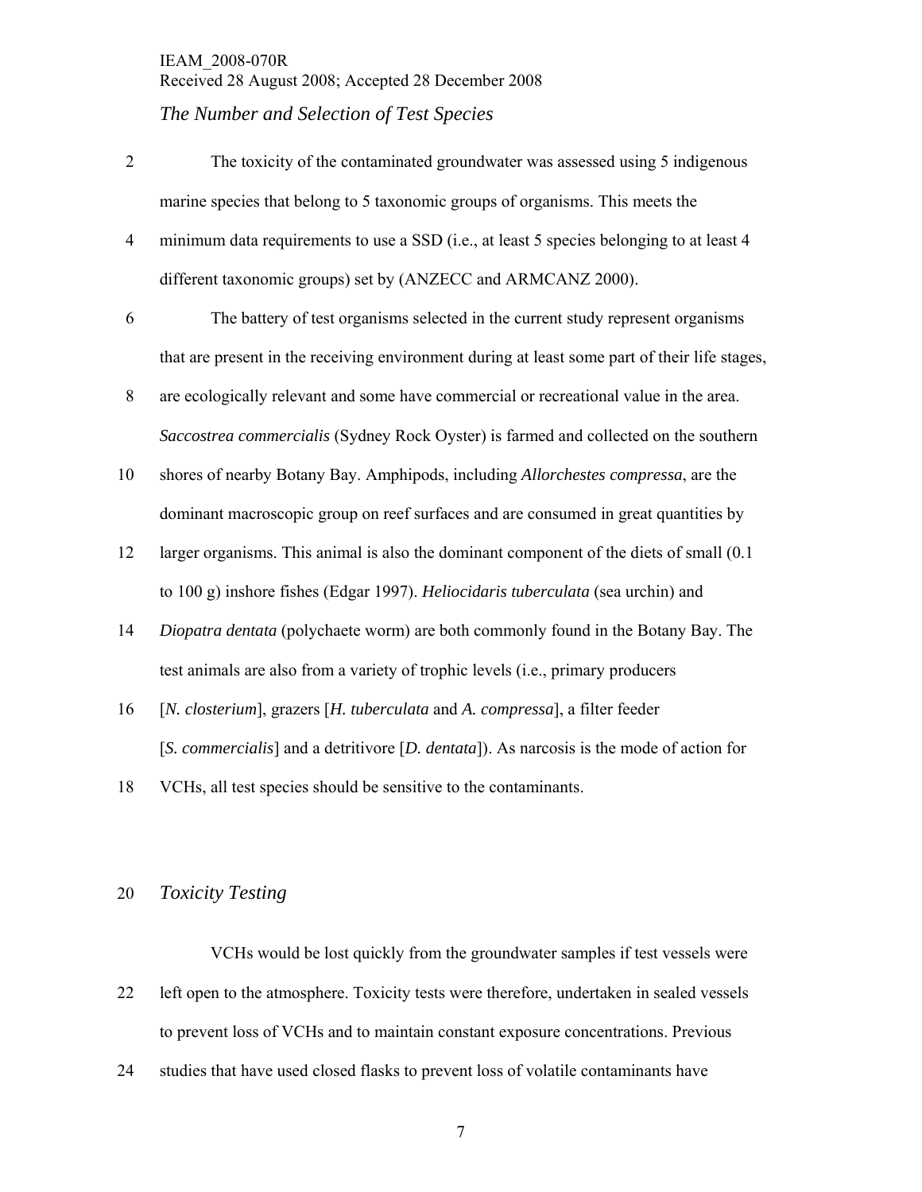*The Number and Selection of Test Species*

The toxicity of the contaminated groundwater was assessed using 5 indigenous marine species that belong to 5 taxonomic groups of organisms. This meets the minimum data requirements to use a SSD (i.e., at least 5 species belonging to at least 4 different taxonomic groups) set by (ANZECC and ARMCANZ 2000).

The battery of test organisms selected in the current study represent organisms that are present in the receiving environment during at least some part of their life stages, are ecologically relevant and some have commercial or recreational value in the area. *Saccostrea commercialis* (Sydney Rock Oyster) is farmed and collected on the southern shores of nearby Botany Bay. Amphipods, including *Allorchestes compressa*, are the dominant macroscopic group on reef surfaces and are consumed in great quantities by larger organisms. This animal is also the dominant component of the diets of small (0.1 to 100 g) inshore fishes (Edgar 1997). *Heliocidaris tuberculata* (sea urchin) and *Diopatra dentata* (polychaete worm) are both commonly found in the Botany Bay. The test animals are also from a variety of trophic levels (i.e., primary producers [*N. closterium*], grazers [*H. tuberculata* and *A. compressa*], a filter feeder [*S. commercialis*] and a detritivore [*D. dentata*]). As narcosis is the mode of action for VCHs, all test species should be sensitive to the contaminants.

*Toxicity Testing*

VCHs would be lost quickly from the groundwater samples if test vessels were left open to the atmosphere. Toxicity tests were therefore, undertaken in sealed vessels to prevent loss of VCHs and to maintain constant exposure concentrations. Previous studies that have used closed flasks to prevent loss of volatile contaminants have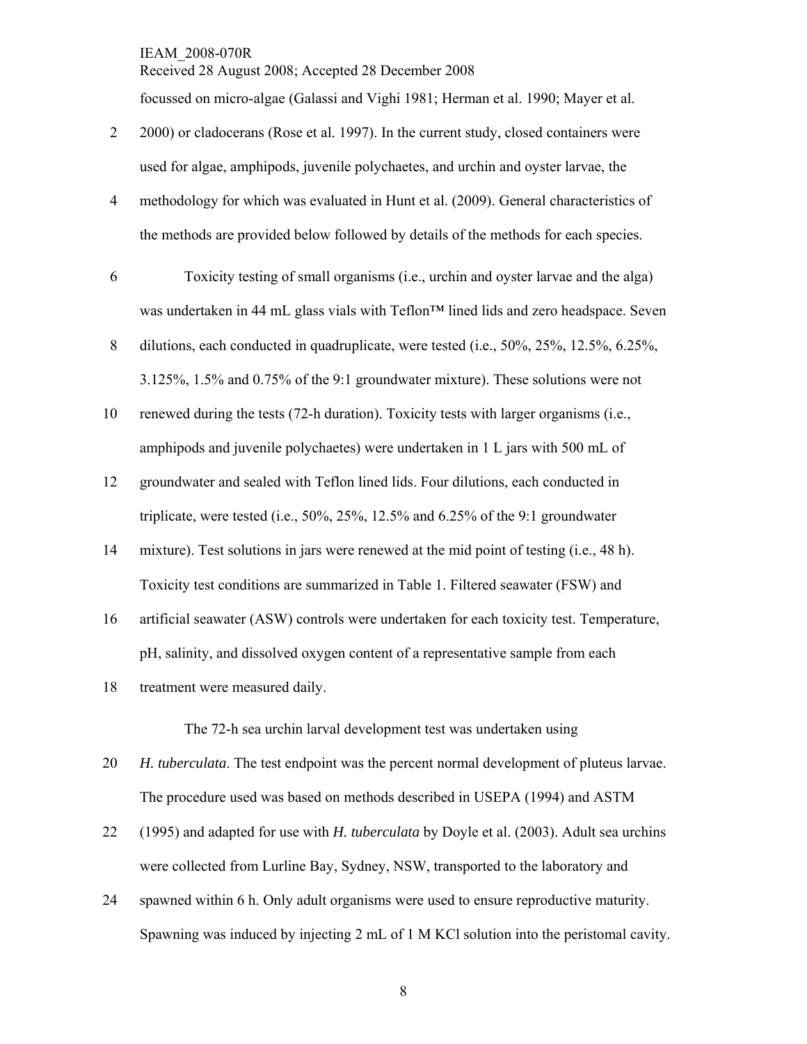focussed on micro-algae (Galassi and Vighi 1981; Herman et al. 1990; Mayer et al. 2000) or cladocerans (Rose et al. 1997). In the current study, closed containers were used for algae, amphipods, juvenile polychaetes, and urchin and oyster larvae, the methodology for which was evaluated in Hunt et al. (2009). General characteristics of the methods are provided below followed by details of the methods for each species.

Toxicity testing of small organisms (i.e., urchin and oyster larvae and the alga) was undertaken in 44 mL glass vials with Teflon™ lined lids and zero headspace. Seven dilutions, each conducted in quadruplicate, were tested (i.e., 50%, 25%, 12.5%, 6.25%, 3.125%, 1.5% and 0.75% of the 9:1 groundwater mixture). These solutions were not renewed during the tests (72-h duration). Toxicity tests with larger organisms (i.e., amphipods and juvenile polychaetes) were undertaken in 1 L jars with 500 mL of groundwater and sealed with Teflon lined lids. Four dilutions, each conducted in triplicate, were tested (i.e., 50%, 25%, 12.5% and 6.25% of the 9:1 groundwater mixture). Test solutions in jars were renewed at the mid point of testing (i.e., 48 h). Toxicity test conditions are summarized in Table 1. Filtered seawater (FSW) and artificial seawater (ASW) controls were undertaken for each toxicity test. Temperature, pH, salinity, and dissolved oxygen content of a representative sample from each treatment were measured daily.

The 72-h sea urchin larval development test was undertaken using *H. tuberculata*. The test endpoint was the percent normal development of pluteus larvae. The procedure used was based on methods described in USEPA (1994) and ASTM (1995) and adapted for use with *H. tuberculata* by Doyle et al. (2003). Adult sea urchins were collected from Lurline Bay, Sydney, NSW, transported to the laboratory and spawned within 6 h. Only adult organisms were used to ensure reproductive maturity. Spawning was induced by injecting 2 mL of 1 M KCl solution into the peristomal cavity.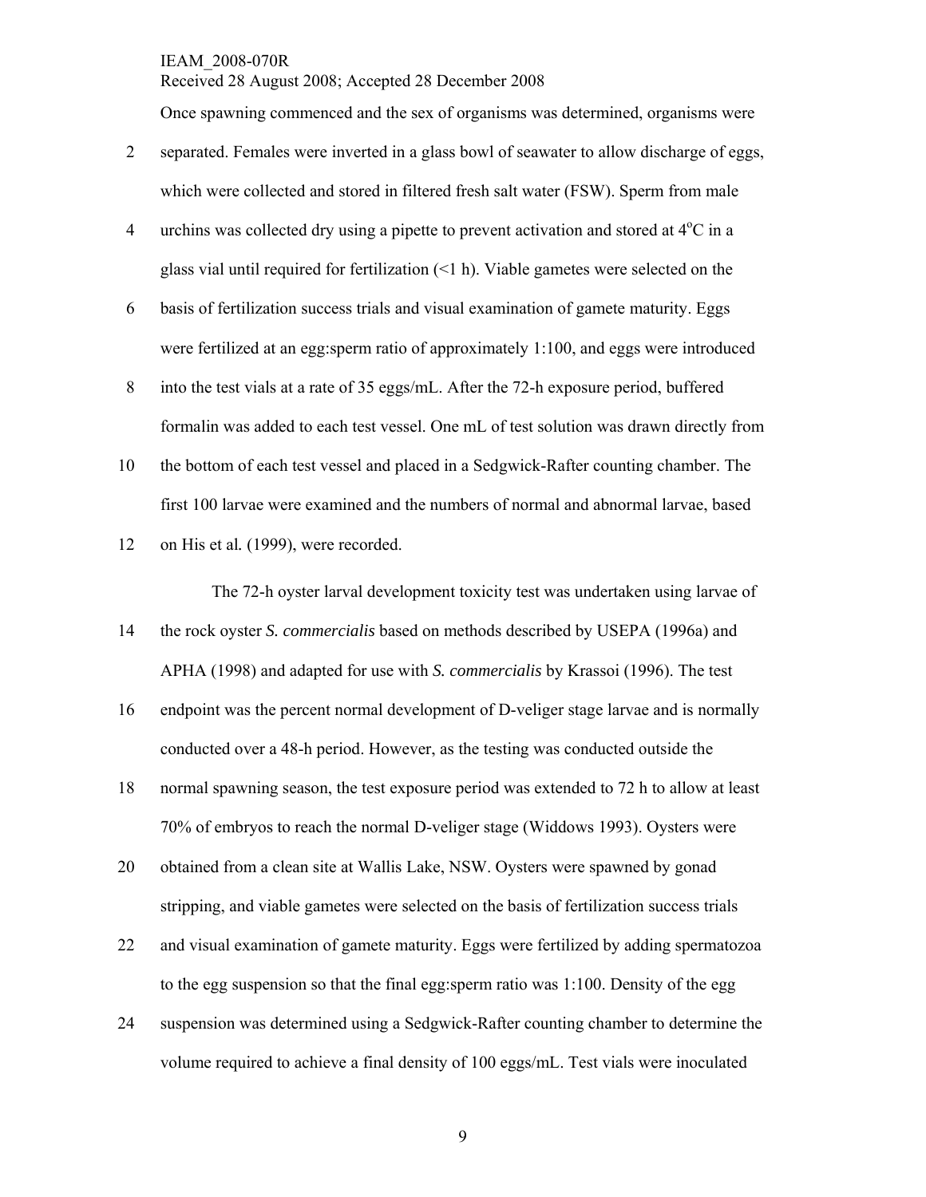Once spawning commenced and the sex of organisms was determined, organisms were separated. Females were inverted in a glass bowl of seawater to allow discharge of eggs, which were collected and stored in filtered fresh salt water (FSW). Sperm from male urchins was collected dry using a pipette to prevent activation and stored at $4^{o}C$ in a glass vial until required for fertilization (<1 h). Viable gametes were selected on the basis of fertilization success trials and visual examination of gamete maturity. Eggs were fertilized at an egg:sperm ratio of approximately 1:100, and eggs were introduced into the test vials at a rate of 35 eggs/mL. After the 72-h exposure period, buffered formalin was added to each test vessel. One mL of test solution was drawn directly from the bottom of each test vessel and placed in a Sedgwick-Rafter counting chamber. The first 100 larvae were examined and the numbers of normal and abnormal larvae, based on His et al. (1999), were recorded.

The 72-h oyster larval development toxicity test was undertaken using larvae of the rock oyster *S. commercialis* based on methods described by USEPA (1996a) and APHA (1998) and adapted for use with *S. commercialis* by Krassoi (1996). The test endpoint was the percent normal development of D-veliger stage larvae and is normally conducted over a 48-h period. However, as the testing was conducted outside the normal spawning season, the test exposure period was extended to 72 h to allow at least 70% of embryos to reach the normal D-veliger stage (Widdows 1993). Oysters were obtained from a clean site at Wallis Lake, NSW. Oysters were spawned by gonad stripping, and viable gametes were selected on the basis of fertilization success trials and visual examination of gamete maturity. Eggs were fertilized by adding spermatozoa to the egg suspension so that the final egg:sperm ratio was 1:100. Density of the egg suspension was determined using a Sedgwick-Rafter counting chamber to determine the volume required to achieve a final density of 100 eggs/mL. Test vials were inoculated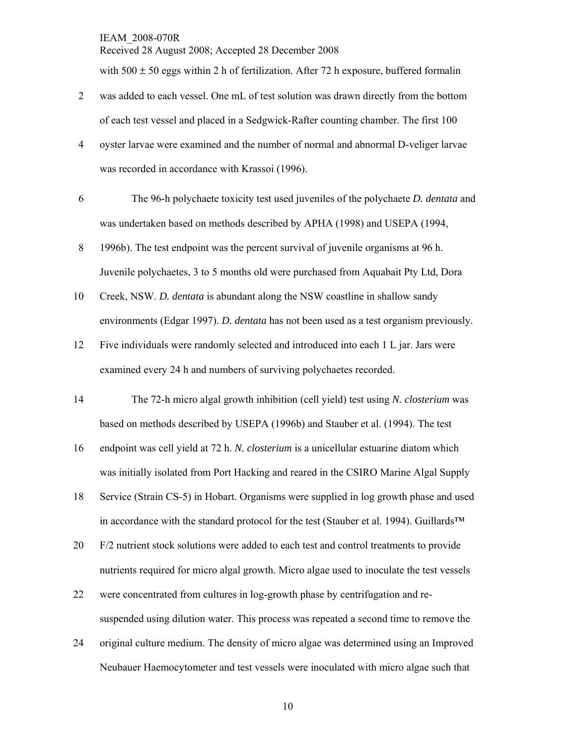with 500 ± 50 eggs within 2 h of fertilization. After 72 h exposure, buffered formalin was added to each vessel. One mL of test solution was drawn directly from the bottom of each test vessel and placed in a Sedgwick-Rafter counting chamber. The first 100 oyster larvae were examined and the number of normal and abnormal D-veliger larvae was recorded in accordance with Krassoi (1996).

The 96-h polychaete toxicity test used juveniles of the polychaete *D. dentata* and was undertaken based on methods described by APHA (1998) and USEPA (1994, 1996b). The test endpoint was the percent survival of juvenile organisms at 96 h. Juvenile polychaetes, 3 to 5 months old were purchased from Aquabait Pty Ltd, Dora Creek, NSW. *D. dentata* is abundant along the NSW coastline in shallow sandy environments (Edgar 1997). *D. dentata* has not been used as a test organism previously. Five individuals were randomly selected and introduced into each 1 L jar. Jars were examined every 24 h and numbers of surviving polychaetes recorded.

The 72-h micro algal growth inhibition (cell yield) test using *N. closterium* was based on methods described by USEPA (1996b) and Stauber et al. (1994). The test endpoint was cell yield at 72 h. *N. closterium* is a unicellular estuarine diatom which was initially isolated from Port Hacking and reared in the CSIRO Marine Algal Supply Service (Strain CS-5) in Hobart. Organisms were supplied in log growth phase and used in accordance with the standard protocol for the test (Stauber et al. 1994). Guillards™ F/2 nutrient stock solutions were added to each test and control treatments to provide nutrients required for micro algal growth. Micro algae used to inoculate the test vessels were concentrated from cultures in log-growth phase by centrifugation and re-suspended using dilution water. This process was repeated a second time to remove the original culture medium. The density of micro algae was determined using an Improved Neubauer Haemocytometer and test vessels were inoculated with micro algae such that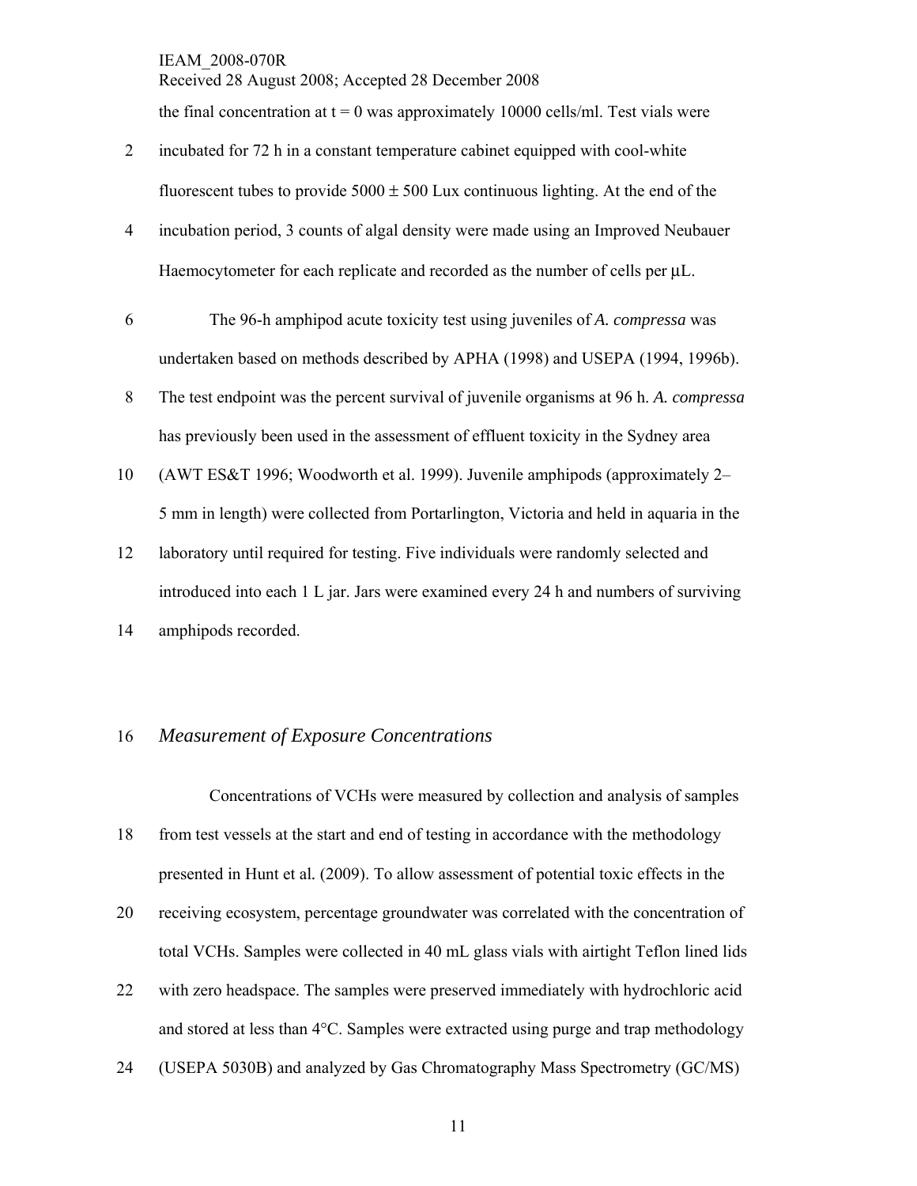the final concentration at t = 0 was approximately 10000 cells/ml. Test vials were incubated for 72 h in a constant temperature cabinet equipped with cool-white fluorescent tubes to provide 5000 ± 500 Lux continuous lighting. At the end of the incubation period, 3 counts of algal density were made using an Improved Neubauer Haemocytometer for each replicate and recorded as the number of cells per μL.

The 96-h amphipod acute toxicity test using juveniles of *A. compressa* was undertaken based on methods described by APHA (1998) and USEPA (1994, 1996b). The test endpoint was the percent survival of juvenile organisms at 96 h. *A. compressa* has previously been used in the assessment of effluent toxicity in the Sydney area (AWT ES&T 1996; Woodworth et al. 1999). Juvenile amphipods (approximately 2–5 mm in length) were collected from Portarlington, Victoria and held in aquaria in the laboratory until required for testing. Five individuals were randomly selected and introduced into each 1 L jar. Jars were examined every 24 h and numbers of surviving amphipods recorded.

## *Measurement of Exposure Concentrations*

Concentrations of VCHs were measured by collection and analysis of samples from test vessels at the start and end of testing in accordance with the methodology presented in Hunt et al. (2009). To allow assessment of potential toxic effects in the receiving ecosystem, percentage groundwater was correlated with the concentration of total VCHs. Samples were collected in 40 mL glass vials with airtight Teflon lined lids with zero headspace. The samples were preserved immediately with hydrochloric acid and stored at less than 4°C. Samples were extracted using purge and trap methodology (USEPA 5030B) and analyzed by Gas Chromatography Mass Spectrometry (GC/MS)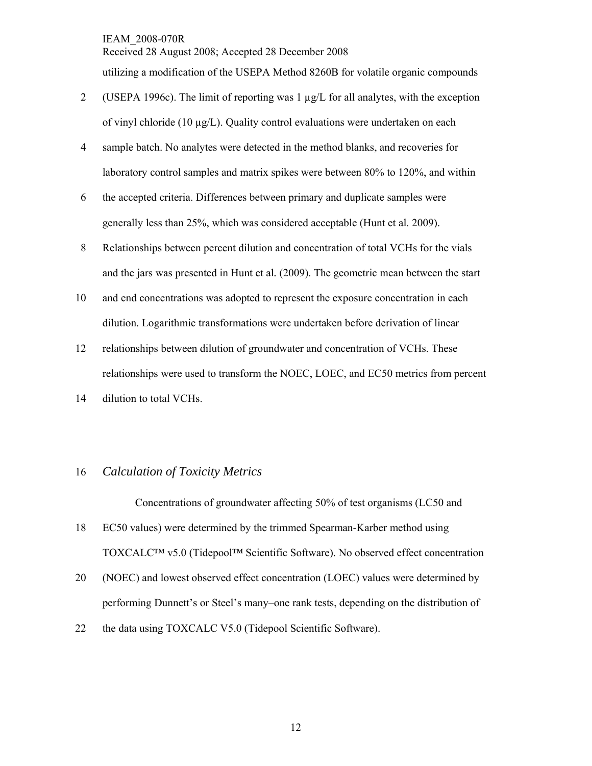utilizing a modification of the USEPA Method 8260B for volatile organic compounds (USEPA 1996c). The limit of reporting was 1 µg/L for all analytes, with the exception of vinyl chloride (10 µg/L). Quality control evaluations were undertaken on each sample batch. No analytes were detected in the method blanks, and recoveries for laboratory control samples and matrix spikes were between 80% to 120%, and within the accepted criteria. Differences between primary and duplicate samples were generally less than 25%, which was considered acceptable (Hunt et al. 2009). Relationships between percent dilution and concentration of total VCHs for the vials and the jars was presented in Hunt et al. (2009). The geometric mean between the start and end concentrations was adopted to represent the exposure concentration in each dilution. Logarithmic transformations were undertaken before derivation of linear relationships between dilution of groundwater and concentration of VCHs. These relationships were used to transform the NOEC, LOEC, and EC50 metrics from percent dilution to total VCHs.

## *Calculation of Toxicity Metrics*

Concentrations of groundwater affecting 50% of test organisms (LC50 and EC50 values) were determined by the trimmed Spearman-Karber method using TOXCALC™ v5.0 (Tidepool™ Scientific Software). No observed effect concentration (NOEC) and lowest observed effect concentration (LOEC) values were determined by performing Dunnett's or Steel's many–one rank tests, depending on the distribution of the data using TOXCALC V5.0 (Tidepool Scientific Software).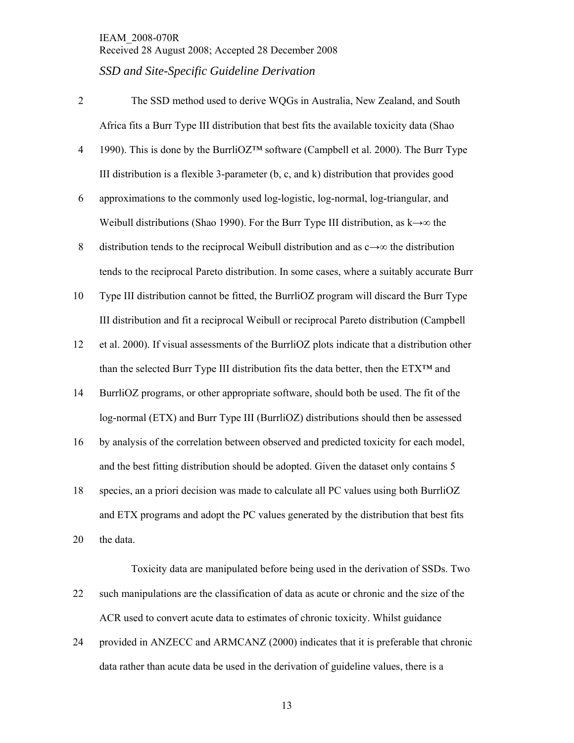*SSD and Site-Specific Guideline Derivation*

The SSD method used to derive WQGs in Australia, New Zealand, and South Africa fits a Burr Type III distribution that best fits the available toxicity data (Shao 1990). This is done by the BurrliOZ™ software (Campbell et al. 2000). The Burr Type III distribution is a flexible 3-parameter (b, c, and k) distribution that provides good approximations to the commonly used log-logistic, log-normal, log-triangular, and Weibull distributions (Shao 1990). For the Burr Type III distribution, as $k \rightarrow \infty$ the distribution tends to the reciprocal Weibull distribution and as $c \rightarrow \infty$ the distribution tends to the reciprocal Pareto distribution. In some cases, where a suitably accurate Burr Type III distribution cannot be fitted, the BurrliOZ program will discard the Burr Type III distribution and fit a reciprocal Weibull or reciprocal Pareto distribution (Campbell et al. 2000). If visual assessments of the BurrliOZ plots indicate that a distribution other than the selected Burr Type III distribution fits the data better, then the ETX™ and BurrliOZ programs, or other appropriate software, should both be used. The fit of the log-normal (ETX) and Burr Type III (BurrliOZ) distributions should then be assessed by analysis of the correlation between observed and predicted toxicity for each model, and the best fitting distribution should be adopted. Given the dataset only contains 5 species, an a priori decision was made to calculate all PC values using both BurrliOZ and ETX programs and adopt the PC values generated by the distribution that best fits the data.

Toxicity data are manipulated before being used in the derivation of SSDs. Two such manipulations are the classification of data as acute or chronic and the size of the ACR used to convert acute data to estimates of chronic toxicity. Whilst guidance provided in ANZECC and ARMCANZ (2000) indicates that it is preferable that chronic data rather than acute data be used in the derivation of guideline values, there is a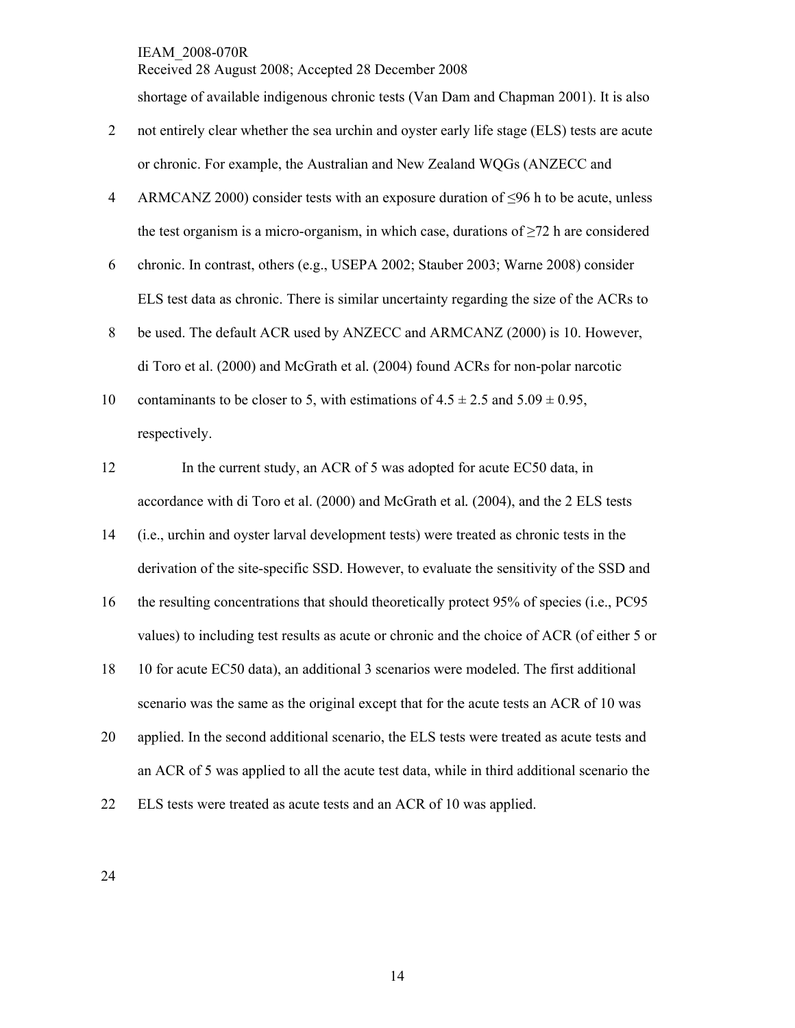shortage of available indigenous chronic tests (Van Dam and Chapman 2001). It is also not entirely clear whether the sea urchin and oyster early life stage (ELS) tests are acute or chronic. For example, the Australian and New Zealand WQGs (ANZECC and ARMCANZ 2000) consider tests with an exposure duration of ≤96 h to be acute, unless the test organism is a micro-organism, in which case, durations of ≥72 h are considered chronic. In contrast, others (e.g., USEPA 2002; Stauber 2003; Warne 2008) consider ELS test data as chronic. There is similar uncertainty regarding the size of the ACRs to be used. The default ACR used by ANZECC and ARMCANZ (2000) is 10. However, di Toro et al. (2000) and McGrath et al. (2004) found ACRs for non-polar narcotic contaminants to be closer to 5, with estimations of $4.5 \pm 2.5$ and $5.09 \pm 0.95$, respectively.

In the current study, an ACR of 5 was adopted for acute EC50 data, in accordance with di Toro et al. (2000) and McGrath et al. (2004), and the 2 ELS tests (i.e., urchin and oyster larval development tests) were treated as chronic tests in the derivation of the site-specific SSD. However, to evaluate the sensitivity of the SSD and the resulting concentrations that should theoretically protect 95% of species (i.e., PC95 values) to including test results as acute or chronic and the choice of ACR (of either 5 or 10 for acute EC50 data), an additional 3 scenarios were modeled. The first additional scenario was the same as the original except that for the acute tests an ACR of 10 was applied. In the second additional scenario, the ELS tests were treated as acute tests and an ACR of 5 was applied to all the acute test data, while in third additional scenario the ELS tests were treated as acute tests and an ACR of 10 was applied.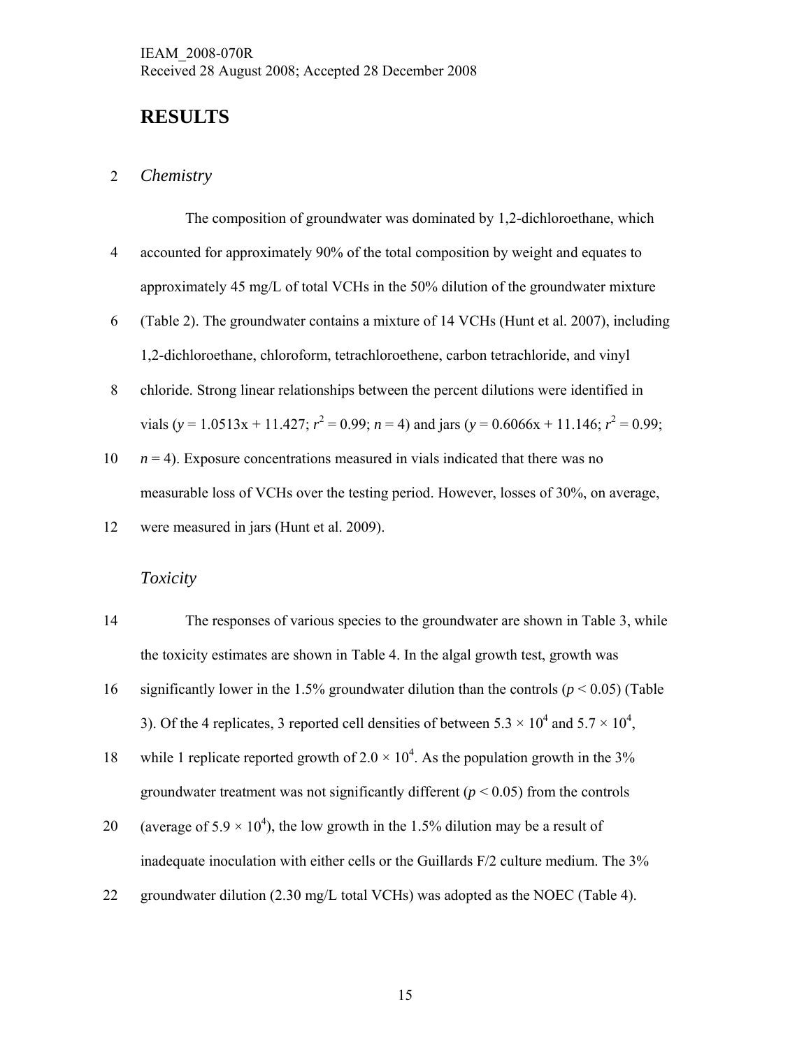# RESULTS

## *Chemistry*

The composition of groundwater was dominated by 1,2-dichloroethane, which accounted for approximately 90% of the total composition by weight and equates to approximately 45 mg/L of total VCHs in the 50% dilution of the groundwater mixture (Table 2). The groundwater contains a mixture of 14 VCHs (Hunt et al. 2007), including 1,2-dichloroethane, chloroform, tetrachloroethene, carbon tetrachloride, and vinyl chloride. Strong linear relationships between the percent dilutions were identified in vials ($y = 1.0513x + 11.427$; $r^2 = 0.99$; $n = 4$) and jars ($y = 0.6066x + 11.146$; $r^2 = 0.99$; $n = 4$). Exposure concentrations measured in vials indicated that there was no measurable loss of VCHs over the testing period. However, losses of 30%, on average, were measured in jars (Hunt et al. 2009).

## *Toxicity*

The responses of various species to the groundwater are shown in Table 3, while the toxicity estimates are shown in Table 4. In the algal growth test, growth was significantly lower in the 1.5% groundwater dilution than the controls ($p < 0.05$) (Table 3). Of the 4 replicates, 3 reported cell densities of between $5.3 \times 10^4$ and $5.7 \times 10^4$, while 1 replicate reported growth of $2.0 \times 10^4$. As the population growth in the 3% groundwater treatment was not significantly different ($p < 0.05$) from the controls (average of $5.9 \times 10^4$), the low growth in the 1.5% dilution may be a result of inadequate inoculation with either cells or the Guillards F/2 culture medium. The 3% groundwater dilution (2.30 mg/L total VCHs) was adopted as the NOEC (Table 4).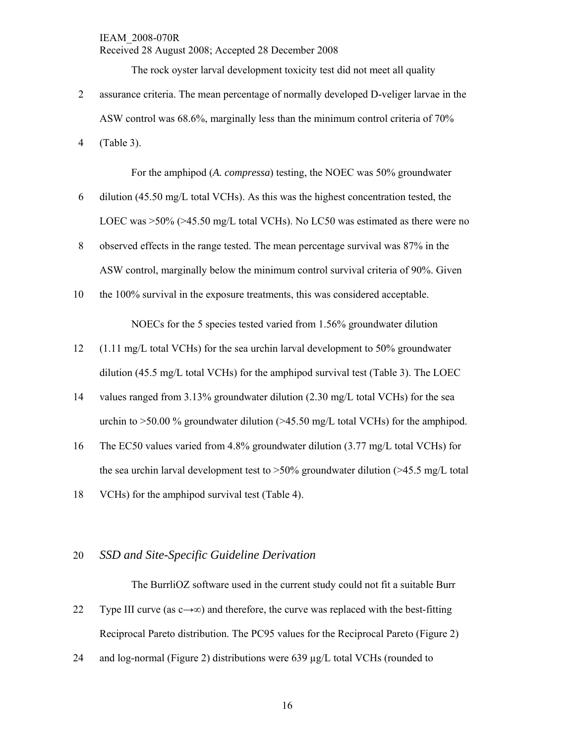The rock oyster larval development toxicity test did not meet all quality assurance criteria. The mean percentage of normally developed D-veliger larvae in the ASW control was 68.6%, marginally less than the minimum control criteria of 70% (Table 3).

For the amphipod (*A. compressa*) testing, the NOEC was 50% groundwater dilution (45.50 mg/L total VCHs). As this was the highest concentration tested, the LOEC was >50% (>45.50 mg/L total VCHs). No LC50 was estimated as there were no observed effects in the range tested. The mean percentage survival was 87% in the ASW control, marginally below the minimum control survival criteria of 90%. Given the 100% survival in the exposure treatments, this was considered acceptable.

NOECs for the 5 species tested varied from 1.56% groundwater dilution (1.11 mg/L total VCHs) for the sea urchin larval development to 50% groundwater dilution (45.5 mg/L total VCHs) for the amphipod survival test (Table 3). The LOEC values ranged from 3.13% groundwater dilution (2.30 mg/L total VCHs) for the sea urchin to >50.00 % groundwater dilution (>45.50 mg/L total VCHs) for the amphipod. The EC50 values varied from 4.8% groundwater dilution (3.77 mg/L total VCHs) for the sea urchin larval development test to >50% groundwater dilution (>45.5 mg/L total VCHs) for the amphipod survival test (Table 4).

## *SSD and Site-Specific Guideline Derivation*

The BurrliOZ software used in the current study could not fit a suitable Burr Type III curve (as $c \rightarrow \infty$) and therefore, the curve was replaced with the best-fitting Reciprocal Pareto distribution. The PC95 values for the Reciprocal Pareto (Figure 2) and log-normal (Figure 2) distributions were 639 µg/L total VCHs (rounded to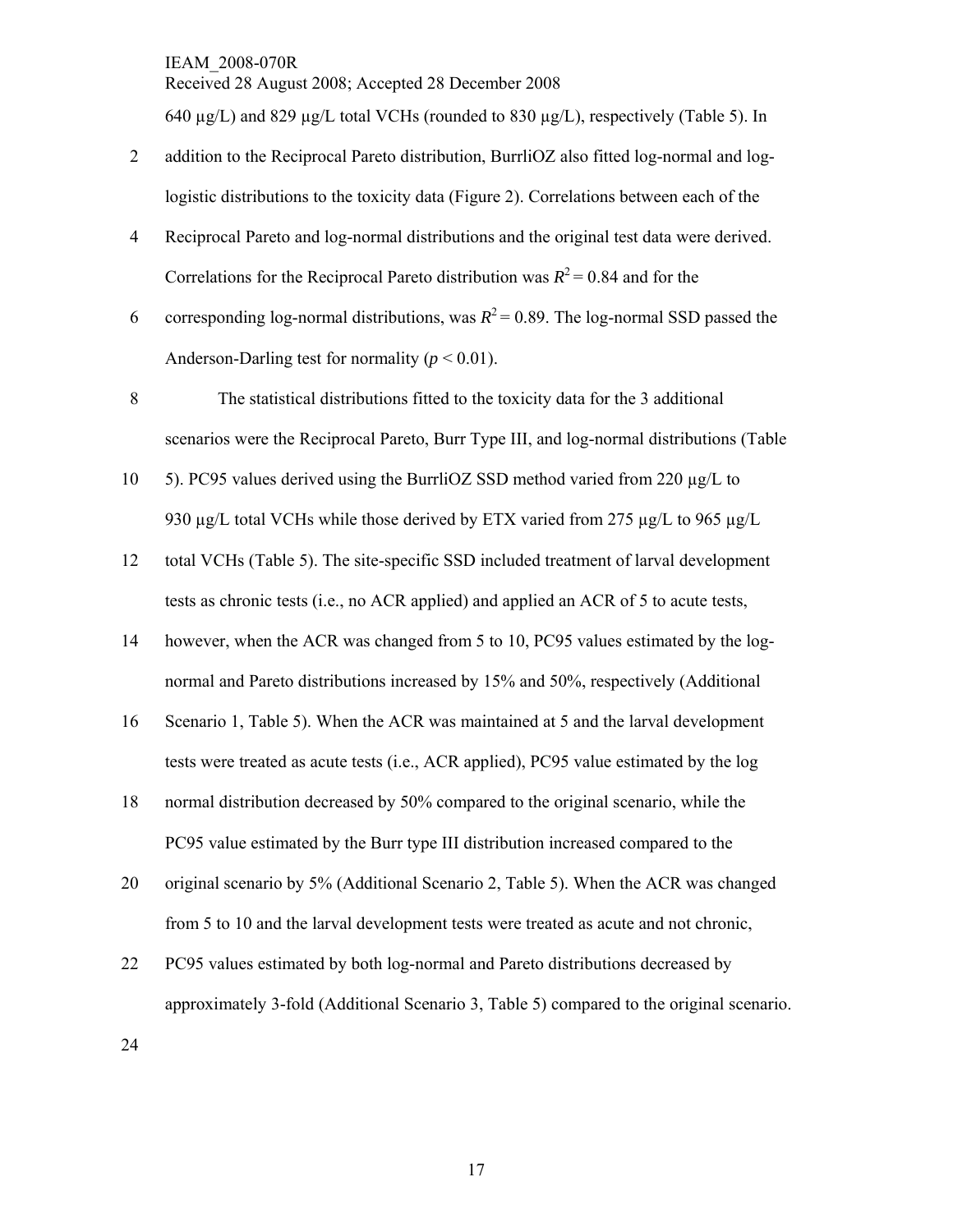640 µg/L) and 829 µg/L total VCHs (rounded to 830 µg/L), respectively (Table 5). In addition to the Reciprocal Pareto distribution, BurrliOZ also fitted log-normal and log-logistic distributions to the toxicity data (Figure 2). Correlations between each of the Reciprocal Pareto and log-normal distributions and the original test data were derived. Correlations for the Reciprocal Pareto distribution was $R^2 = 0.84$ and for the corresponding log-normal distributions, was $R^2 = 0.89$. The log-normal SSD passed the Anderson-Darling test for normality ($p < 0.01$).

The statistical distributions fitted to the toxicity data for the 3 additional scenarios were the Reciprocal Pareto, Burr Type III, and log-normal distributions (Table 5). PC95 values derived using the BurrliOZ SSD method varied from 220 µg/L to 930 µg/L total VCHs while those derived by ETX varied from 275 µg/L to 965 µg/L total VCHs (Table 5). The site-specific SSD included treatment of larval development tests as chronic tests (i.e., no ACR applied) and applied an ACR of 5 to acute tests, however, when the ACR was changed from 5 to 10, PC95 values estimated by the log-normal and Pareto distributions increased by 15% and 50%, respectively (Additional Scenario 1, Table 5). When the ACR was maintained at 5 and the larval development tests were treated as acute tests (i.e., ACR applied), PC95 value estimated by the log normal distribution decreased by 50% compared to the original scenario, while the PC95 value estimated by the Burr type III distribution increased compared to the original scenario by 5% (Additional Scenario 2, Table 5). When the ACR was changed from 5 to 10 and the larval development tests were treated as acute and not chronic, PC95 values estimated by both log-normal and Pareto distributions decreased by approximately 3-fold (Additional Scenario 3, Table 5) compared to the original scenario.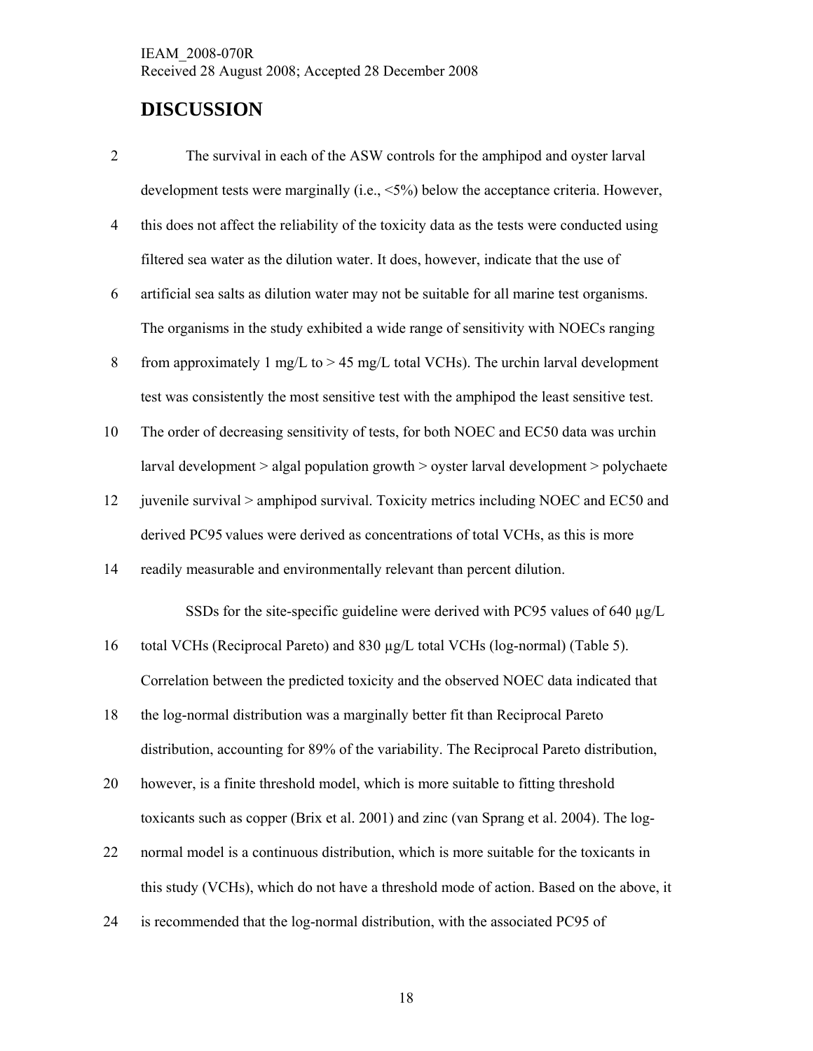# DISCUSSION

The survival in each of the ASW controls for the amphipod and oyster larval development tests were marginally (i.e., <5%) below the acceptance criteria. However, this does not affect the reliability of the toxicity data as the tests were conducted using filtered sea water as the dilution water. It does, however, indicate that the use of artificial sea salts as dilution water may not be suitable for all marine test organisms. The organisms in the study exhibited a wide range of sensitivity with NOECs ranging from approximately 1 mg/L to > 45 mg/L total VCHs). The urchin larval development test was consistently the most sensitive test with the amphipod the least sensitive test. The order of decreasing sensitivity of tests, for both NOEC and EC50 data was urchin larval development > algal population growth > oyster larval development > polychaete juvenile survival > amphipod survival. Toxicity metrics including NOEC and EC50 and derived PC95 values were derived as concentrations of total VCHs, as this is more readily measurable and environmentally relevant than percent dilution.

SSDs for the site-specific guideline were derived with PC95 values of 640 µg/L total VCHs (Reciprocal Pareto) and 830 µg/L total VCHs (log-normal) (Table 5). Correlation between the predicted toxicity and the observed NOEC data indicated that the log-normal distribution was a marginally better fit than Reciprocal Pareto distribution, accounting for 89% of the variability. The Reciprocal Pareto distribution, however, is a finite threshold model, which is more suitable to fitting threshold toxicants such as copper (Brix et al. 2001) and zinc (van Sprang et al. 2004). The log-normal model is a continuous distribution, which is more suitable for the toxicants in this study (VCHs), which do not have a threshold mode of action. Based on the above, it is recommended that the log-normal distribution, with the associated PC95 of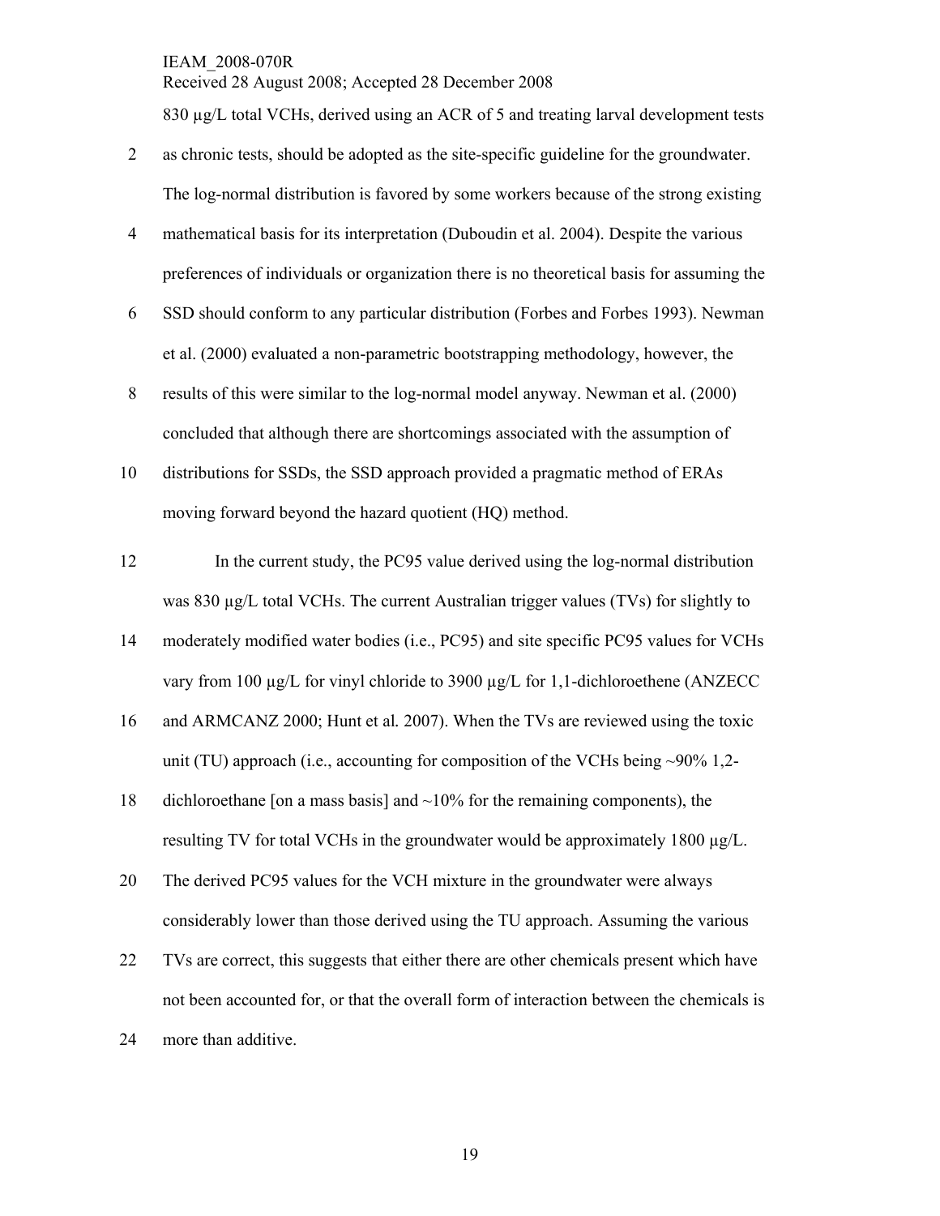830 µg/L total VCHs, derived using an ACR of 5 and treating larval development tests as chronic tests, should be adopted as the site-specific guideline for the groundwater. The log-normal distribution is favored by some workers because of the strong existing mathematical basis for its interpretation (Duboudin et al. 2004). Despite the various preferences of individuals or organization there is no theoretical basis for assuming the SSD should conform to any particular distribution (Forbes and Forbes 1993). Newman et al. (2000) evaluated a non-parametric bootstrapping methodology, however, the results of this were similar to the log-normal model anyway. Newman et al. (2000) concluded that although there are shortcomings associated with the assumption of distributions for SSDs, the SSD approach provided a pragmatic method of ERAs moving forward beyond the hazard quotient (HQ) method.

In the current study, the PC95 value derived using the log-normal distribution was 830 µg/L total VCHs. The current Australian trigger values (TVs) for slightly to moderately modified water bodies (i.e., PC95) and site specific PC95 values for VCHs vary from 100 µg/L for vinyl chloride to 3900 µg/L for 1,1-dichloroethene (ANZECC and ARMCANZ 2000; Hunt et al. 2007). When the TVs are reviewed using the toxic unit (TU) approach (i.e., accounting for composition of the VCHs being ~90% 1,2-dichloroethane [on a mass basis] and ~10% for the remaining components), the resulting TV for total VCHs in the groundwater would be approximately 1800 µg/L. The derived PC95 values for the VCH mixture in the groundwater were always considerably lower than those derived using the TU approach. Assuming the various TVs are correct, this suggests that either there are other chemicals present which have not been accounted for, or that the overall form of interaction between the chemicals is more than additive.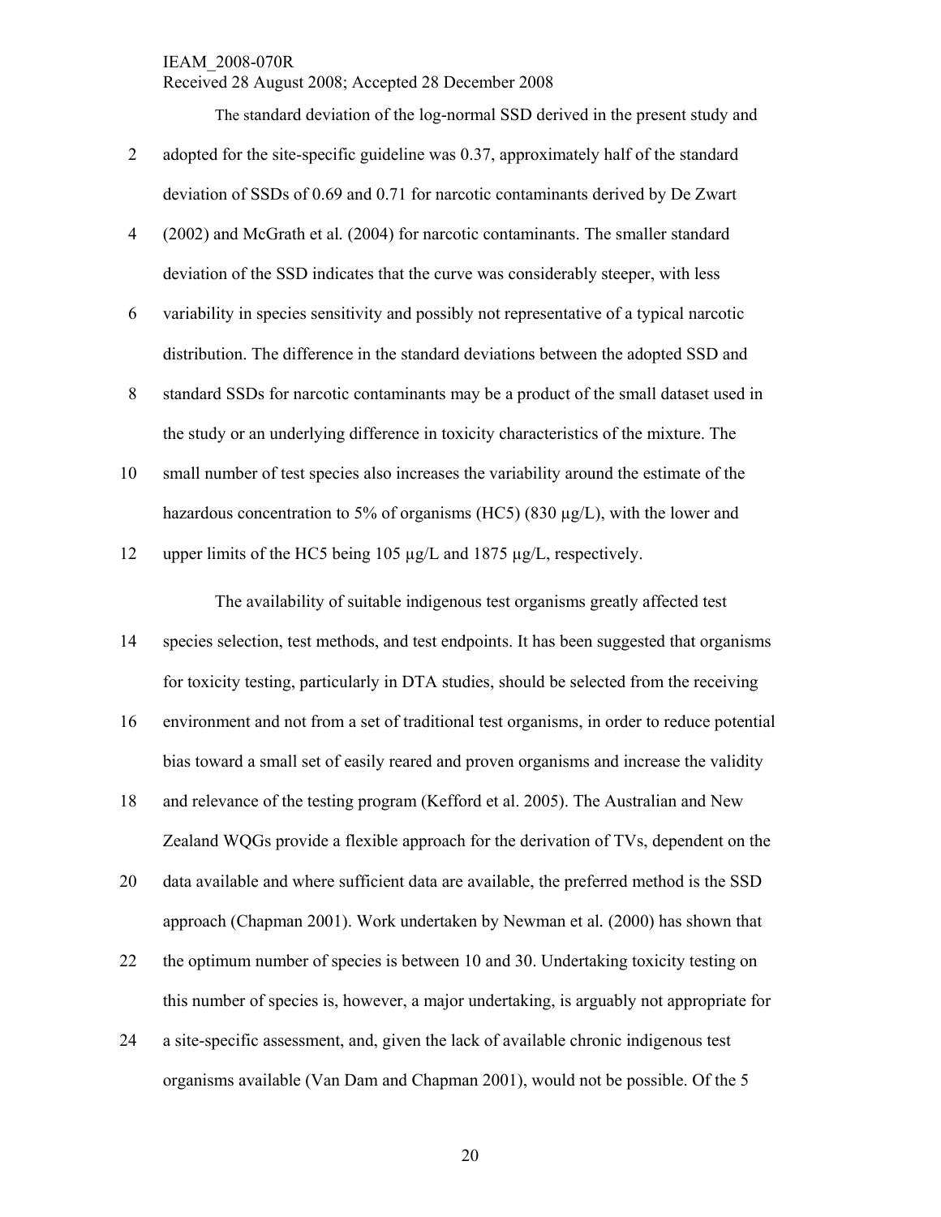The standard deviation of the log-normal SSD derived in the present study and adopted for the site-specific guideline was 0.37, approximately half of the standard deviation of SSDs of 0.69 and 0.71 for narcotic contaminants derived by De Zwart (2002) and McGrath et al. (2004) for narcotic contaminants. The smaller standard deviation of the SSD indicates that the curve was considerably steeper, with less variability in species sensitivity and possibly not representative of a typical narcotic distribution. The difference in the standard deviations between the adopted SSD and standard SSDs for narcotic contaminants may be a product of the small dataset used in the study or an underlying difference in toxicity characteristics of the mixture. The small number of test species also increases the variability around the estimate of the hazardous concentration to 5% of organisms (HC5) (830 µg/L), with the lower and upper limits of the HC5 being 105 µg/L and 1875 µg/L, respectively.

The availability of suitable indigenous test organisms greatly affected test species selection, test methods, and test endpoints. It has been suggested that organisms for toxicity testing, particularly in DTA studies, should be selected from the receiving environment and not from a set of traditional test organisms, in order to reduce potential bias toward a small set of easily reared and proven organisms and increase the validity and relevance of the testing program (Kefford et al. 2005). The Australian and New Zealand WQGs provide a flexible approach for the derivation of TVs, dependent on the data available and where sufficient data are available, the preferred method is the SSD approach (Chapman 2001). Work undertaken by Newman et al. (2000) has shown that the optimum number of species is between 10 and 30. Undertaking toxicity testing on this number of species is, however, a major undertaking, is arguably not appropriate for a site-specific assessment, and, given the lack of available chronic indigenous test organisms available (Van Dam and Chapman 2001), would not be possible. Of the 5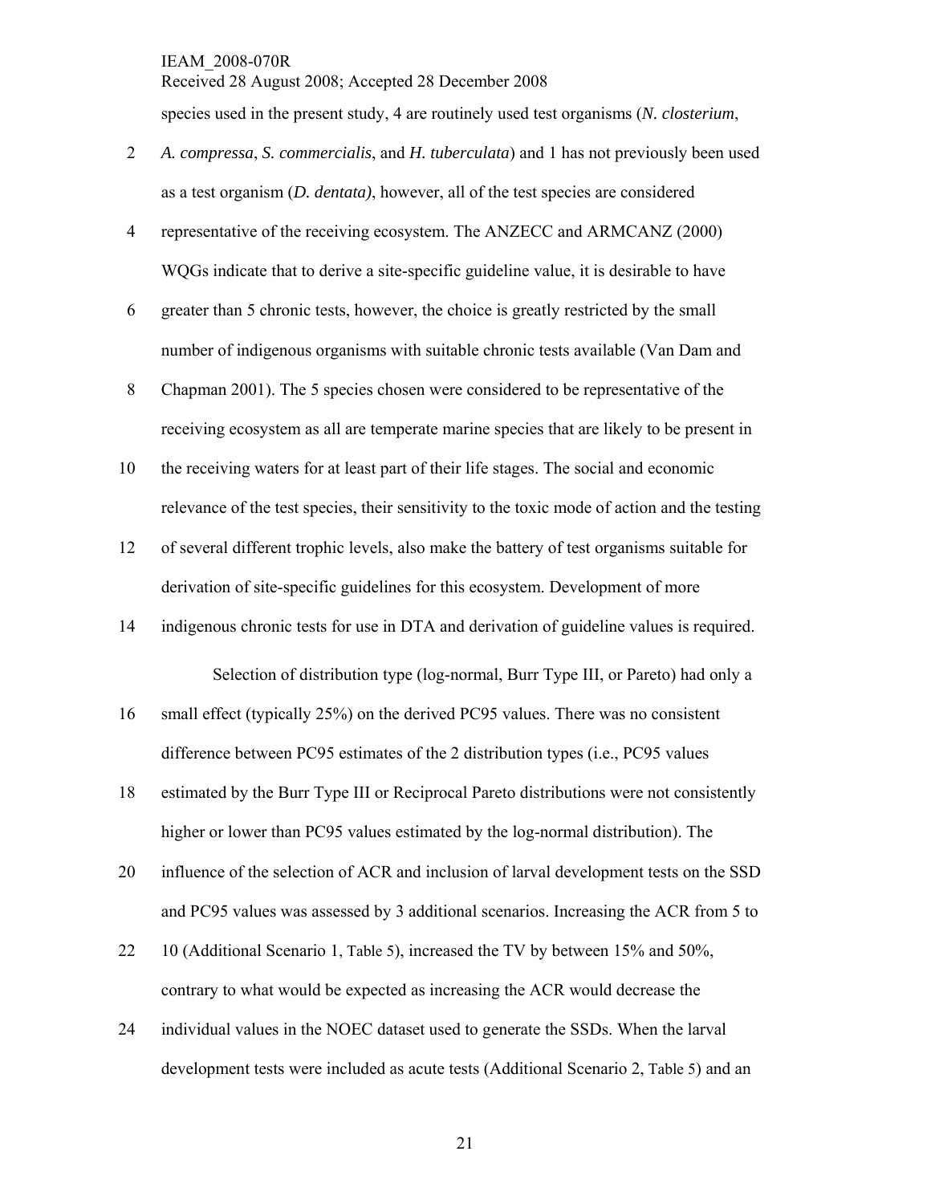species used in the present study, 4 are routinely used test organisms (*N. closterium*, *A. compressa*, *S. commercialis*, and *H. tuberculata*) and 1 has not previously been used as a test organism (*D. dentata)*, however, all of the test species are considered representative of the receiving ecosystem. The ANZECC and ARMCANZ (2000) WQGs indicate that to derive a site-specific guideline value, it is desirable to have greater than 5 chronic tests, however, the choice is greatly restricted by the small number of indigenous organisms with suitable chronic tests available (Van Dam and Chapman 2001). The 5 species chosen were considered to be representative of the receiving ecosystem as all are temperate marine species that are likely to be present in the receiving waters for at least part of their life stages. The social and economic relevance of the test species, their sensitivity to the toxic mode of action and the testing of several different trophic levels, also make the battery of test organisms suitable for derivation of site-specific guidelines for this ecosystem. Development of more indigenous chronic tests for use in DTA and derivation of guideline values is required.

Selection of distribution type (log-normal, Burr Type III, or Pareto) had only a small effect (typically 25%) on the derived PC95 values. There was no consistent difference between PC95 estimates of the 2 distribution types (i.e., PC95 values estimated by the Burr Type III or Reciprocal Pareto distributions were not consistently higher or lower than PC95 values estimated by the log-normal distribution). The influence of the selection of ACR and inclusion of larval development tests on the SSD and PC95 values was assessed by 3 additional scenarios. Increasing the ACR from 5 to 10 (Additional Scenario 1, Table 5), increased the TV by between 15% and 50%, contrary to what would be expected as increasing the ACR would decrease the individual values in the NOEC dataset used to generate the SSDs. When the larval development tests were included as acute tests (Additional Scenario 2, Table 5) and an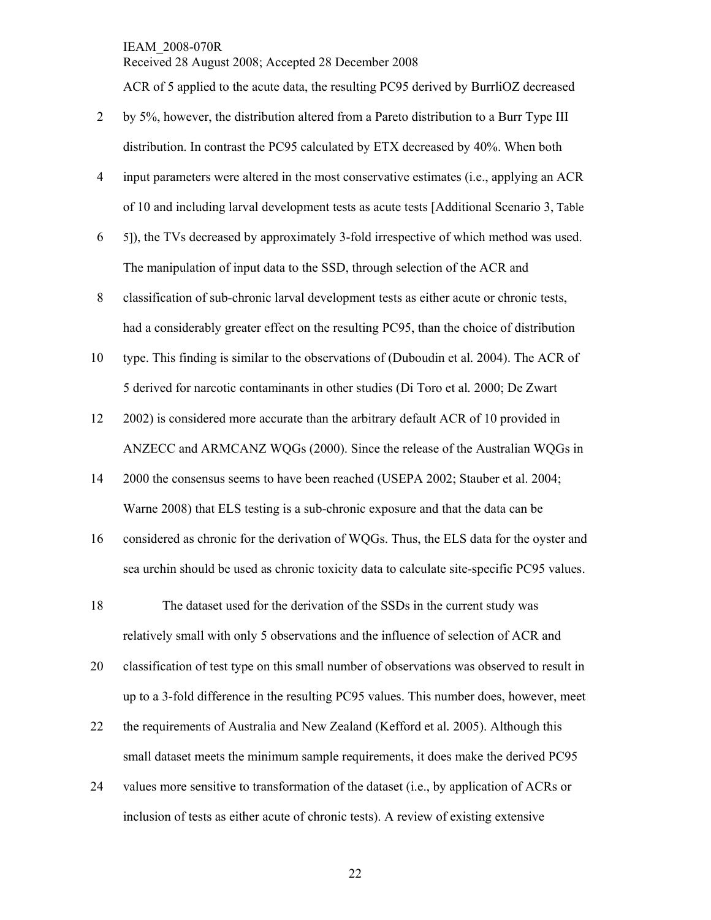ACR of 5 applied to the acute data, the resulting PC95 derived by BurrliOZ decreased by 5%, however, the distribution altered from a Pareto distribution to a Burr Type III distribution. In contrast the PC95 calculated by ETX decreased by 40%. When both input parameters were altered in the most conservative estimates (i.e., applying an ACR of 10 and including larval development tests as acute tests [Additional Scenario 3, Table 5]), the TVs decreased by approximately 3-fold irrespective of which method was used. The manipulation of input data to the SSD, through selection of the ACR and classification of sub-chronic larval development tests as either acute or chronic tests, had a considerably greater effect on the resulting PC95, than the choice of distribution type. This finding is similar to the observations of (Duboudin et al. 2004). The ACR of 5 derived for narcotic contaminants in other studies (Di Toro et al. 2000; De Zwart 2002) is considered more accurate than the arbitrary default ACR of 10 provided in ANZECC and ARMCANZ WQGs (2000). Since the release of the Australian WQGs in 2000 the consensus seems to have been reached (USEPA 2002; Stauber et al. 2004; Warne 2008) that ELS testing is a sub-chronic exposure and that the data can be considered as chronic for the derivation of WQGs. Thus, the ELS data for the oyster and sea urchin should be used as chronic toxicity data to calculate site-specific PC95 values.

The dataset used for the derivation of the SSDs in the current study was relatively small with only 5 observations and the influence of selection of ACR and classification of test type on this small number of observations was observed to result in up to a 3-fold difference in the resulting PC95 values. This number does, however, meet the requirements of Australia and New Zealand (Kefford et al. 2005). Although this small dataset meets the minimum sample requirements, it does make the derived PC95 values more sensitive to transformation of the dataset (i.e., by application of ACRs or inclusion of tests as either acute of chronic tests). A review of existing extensive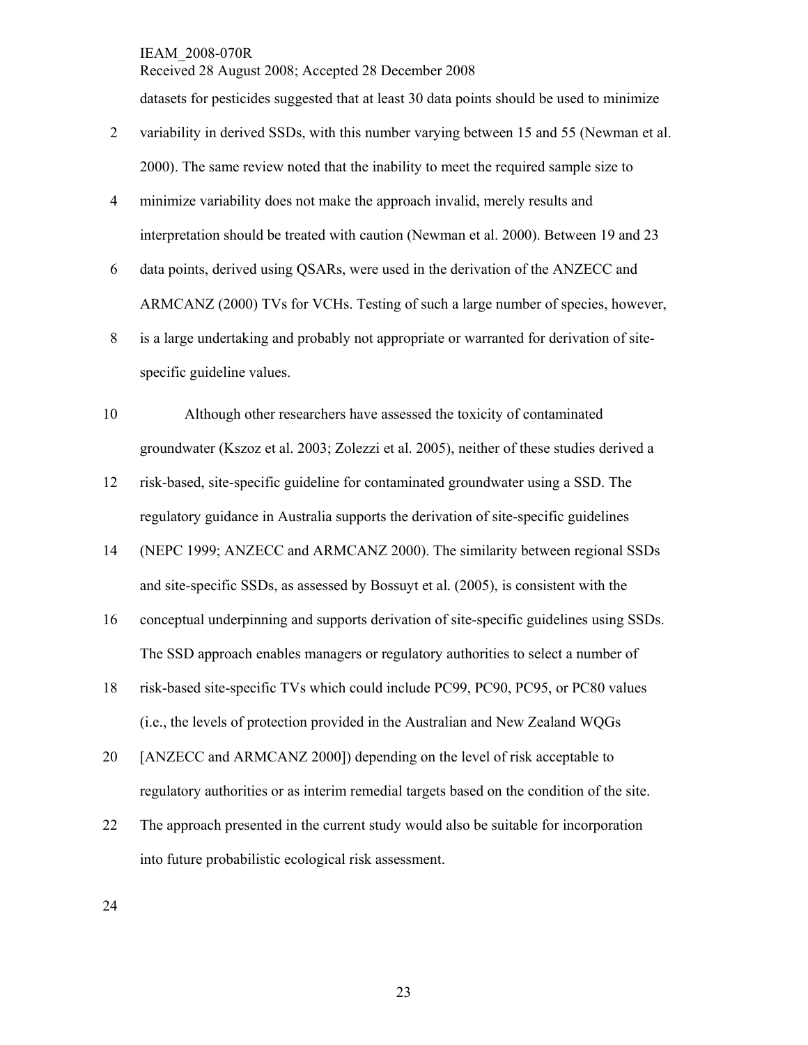datasets for pesticides suggested that at least 30 data points should be used to minimize variability in derived SSDs, with this number varying between 15 and 55 (Newman et al. 2000). The same review noted that the inability to meet the required sample size to minimize variability does not make the approach invalid, merely results and interpretation should be treated with caution (Newman et al. 2000). Between 19 and 23 data points, derived using QSARs, were used in the derivation of the ANZECC and ARMCANZ (2000) TVs for VCHs. Testing of such a large number of species, however, is a large undertaking and probably not appropriate or warranted for derivation of site-specific guideline values.

Although other researchers have assessed the toxicity of contaminated groundwater (Kszoz et al. 2003; Zolezzi et al. 2005), neither of these studies derived a risk-based, site-specific guideline for contaminated groundwater using a SSD. The regulatory guidance in Australia supports the derivation of site-specific guidelines (NEPC 1999; ANZECC and ARMCANZ 2000). The similarity between regional SSDs and site-specific SSDs, as assessed by Bossuyt et al. (2005), is consistent with the conceptual underpinning and supports derivation of site-specific guidelines using SSDs. The SSD approach enables managers or regulatory authorities to select a number of risk-based site-specific TVs which could include PC99, PC90, PC95, or PC80 values (i.e., the levels of protection provided in the Australian and New Zealand WQGs [ANZECC and ARMCANZ 2000]) depending on the level of risk acceptable to regulatory authorities or as interim remedial targets based on the condition of the site. The approach presented in the current study would also be suitable for incorporation into future probabilistic ecological risk assessment.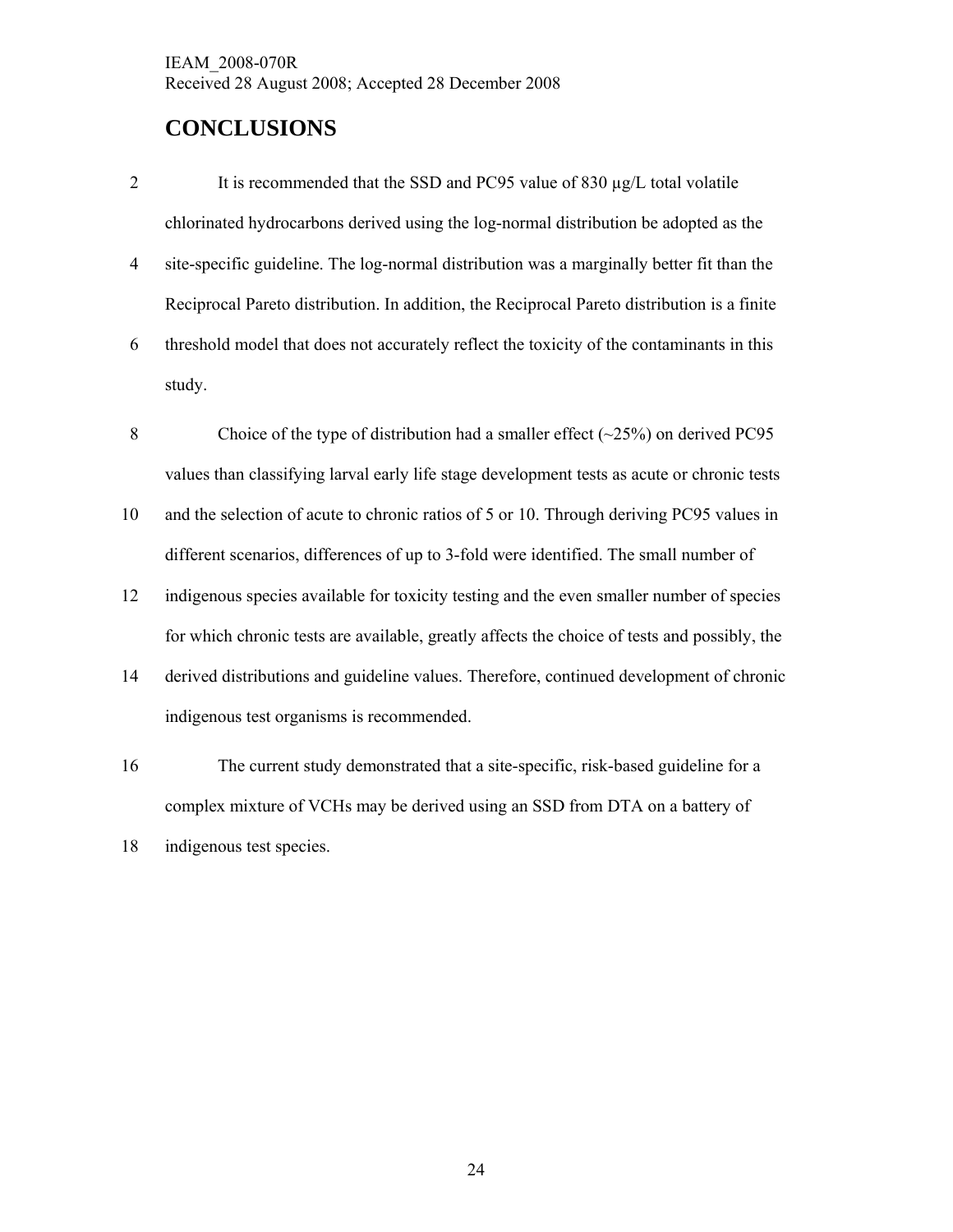# CONCLUSIONS

It is recommended that the SSD and PC95 value of 830 µg/L total volatile chlorinated hydrocarbons derived using the log-normal distribution be adopted as the site-specific guideline. The log-normal distribution was a marginally better fit than the Reciprocal Pareto distribution. In addition, the Reciprocal Pareto distribution is a finite threshold model that does not accurately reflect the toxicity of the contaminants in this study.

Choice of the type of distribution had a smaller effect (~25%) on derived PC95 values than classifying larval early life stage development tests as acute or chronic tests and the selection of acute to chronic ratios of 5 or 10. Through deriving PC95 values in different scenarios, differences of up to 3-fold were identified. The small number of indigenous species available for toxicity testing and the even smaller number of species for which chronic tests are available, greatly affects the choice of tests and possibly, the derived distributions and guideline values. Therefore, continued development of chronic indigenous test organisms is recommended.

The current study demonstrated that a site-specific, risk-based guideline for a complex mixture of VCHs may be derived using an SSD from DTA on a battery of indigenous test species.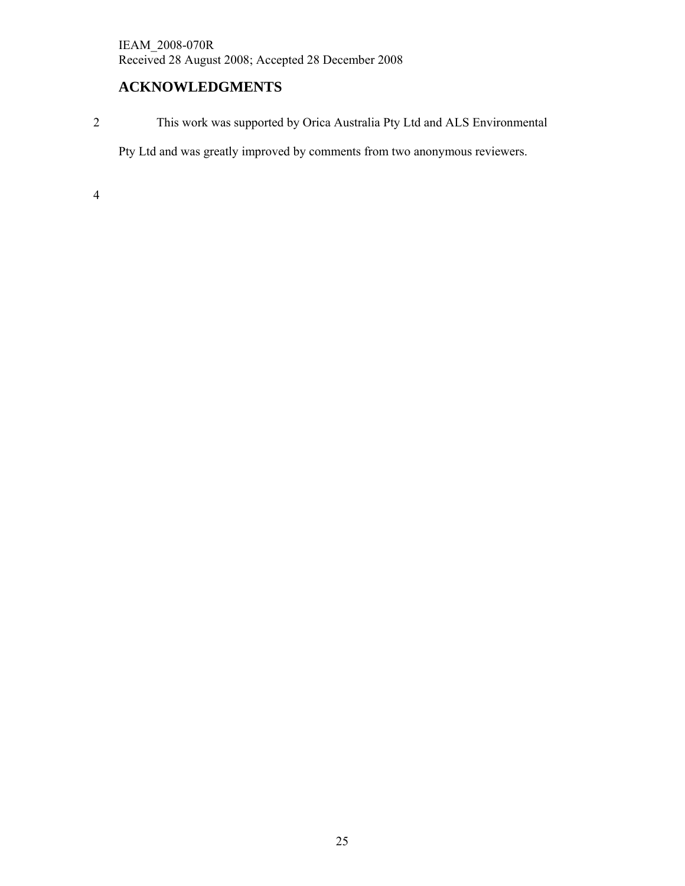## ACKNOWLEDGMENTS

This work was supported by Orica Australia Pty Ltd and ALS Environmental Pty Ltd and was greatly improved by comments from two anonymous reviewers.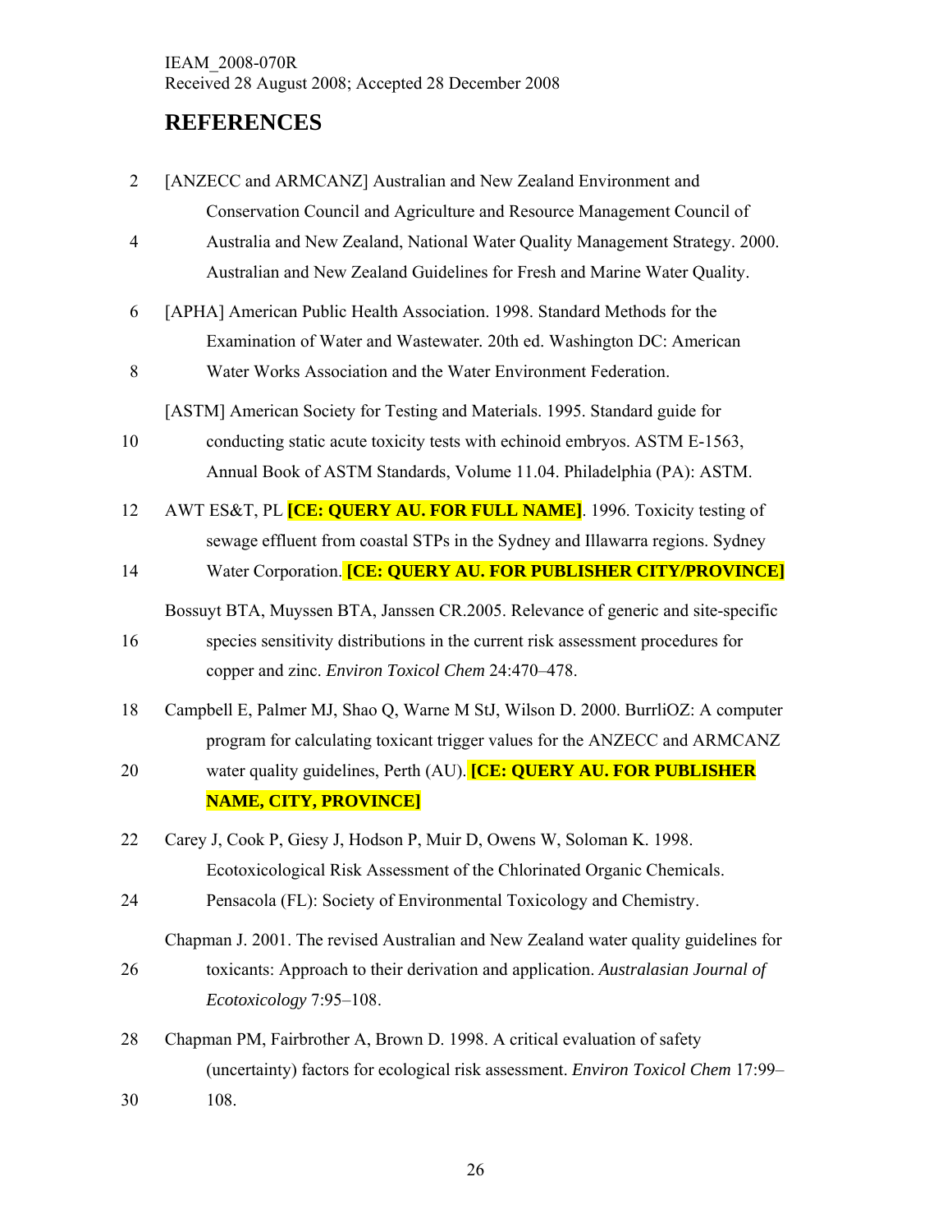## REFERENCES

[ANZECC and ARMCANZ] Australian and New Zealand Environment and Conservation Council and Agriculture and Resource Management Council of Australia and New Zealand, National Water Quality Management Strategy. 2000. Australian and New Zealand Guidelines for Fresh and Marine Water Quality.

[APHA] American Public Health Association. 1998. Standard Methods for the Examination of Water and Wastewater. 20th ed. Washington DC: American Water Works Association and the Water Environment Federation.

[ASTM] American Society for Testing and Materials. 1995. Standard guide for conducting static acute toxicity tests with echinoid embryos. ASTM E-1563, Annual Book of ASTM Standards, Volume 11.04. Philadelphia (PA): ASTM.

AWT ES&T, PL **[CE: QUERY AU. FOR FULL NAME]**. 1996. Toxicity testing of sewage effluent from coastal STPs in the Sydney and Illawarra regions. Sydney Water Corporation. **[CE: QUERY AU. FOR PUBLISHER CITY/PROVINCE]**

Bossuyt BTA, Muyssen BTA, Janssen CR.2005. Relevance of generic and site-specific species sensitivity distributions in the current risk assessment procedures for copper and zinc. *Environ Toxicol Chem* 24:470–478.

Campbell E, Palmer MJ, Shao Q, Warne M StJ, Wilson D. 2000. BurrliOZ: A computer program for calculating toxicant trigger values for the ANZECC and ARMCANZ water quality guidelines, Perth (AU). **[CE: QUERY AU. FOR PUBLISHER NAME, CITY, PROVINCE]**

Carey J, Cook P, Giesy J, Hodson P, Muir D, Owens W, Soloman K. 1998. Ecotoxicological Risk Assessment of the Chlorinated Organic Chemicals. Pensacola (FL): Society of Environmental Toxicology and Chemistry.

Chapman J. 2001. The revised Australian and New Zealand water quality guidelines for toxicants: Approach to their derivation and application. *Australasian Journal of Ecotoxicology* 7:95–108.

Chapman PM, Fairbrother A, Brown D. 1998. A critical evaluation of safety (uncertainty) factors for ecological risk assessment. *Environ Toxicol Chem* 17:99–108.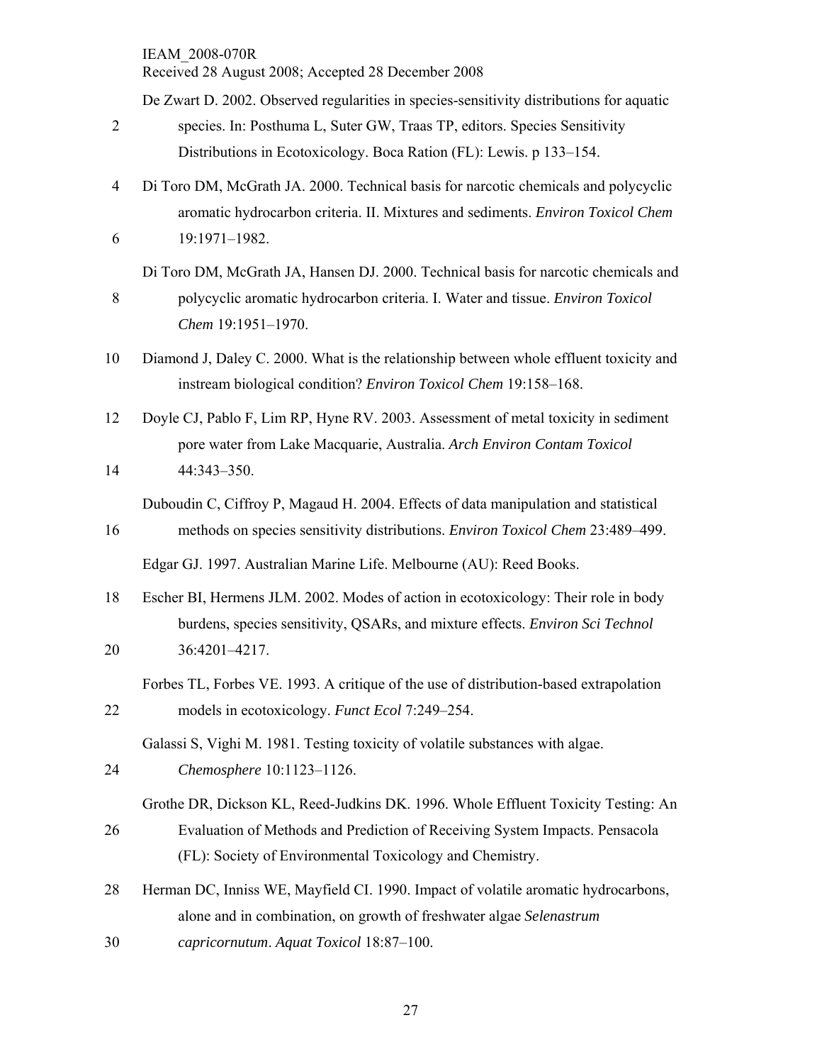De Zwart D. 2002. Observed regularities in species-sensitivity distributions for aquatic species. In: Posthuma L, Suter GW, Traas TP, editors. Species Sensitivity Distributions in Ecotoxicology. Boca Ration (FL): Lewis. p 133–154.

Di Toro DM, McGrath JA. 2000. Technical basis for narcotic chemicals and polycyclic aromatic hydrocarbon criteria. II. Mixtures and sediments. *Environ Toxicol Chem* 19:1971–1982.

Di Toro DM, McGrath JA, Hansen DJ. 2000. Technical basis for narcotic chemicals and polycyclic aromatic hydrocarbon criteria. I. Water and tissue. *Environ Toxicol Chem* 19:1951–1970.

Diamond J, Daley C. 2000. What is the relationship between whole effluent toxicity and instream biological condition? *Environ Toxicol Chem* 19:158–168.

Doyle CJ, Pablo F, Lim RP, Hyne RV. 2003. Assessment of metal toxicity in sediment pore water from Lake Macquarie, Australia. *Arch Environ Contam Toxicol* 44:343–350.

Duboudin C, Ciffroy P, Magaud H. 2004. Effects of data manipulation and statistical methods on species sensitivity distributions. *Environ Toxicol Chem* 23:489–499.

Edgar GJ. 1997. Australian Marine Life. Melbourne (AU): Reed Books.

Escher BI, Hermens JLM. 2002. Modes of action in ecotoxicology: Their role in body burdens, species sensitivity, QSARs, and mixture effects. *Environ Sci Technol* 36:4201–4217.

Forbes TL, Forbes VE. 1993. A critique of the use of distribution-based extrapolation models in ecotoxicology. *Funct Ecol* 7:249–254.

Galassi S, Vighi M. 1981. Testing toxicity of volatile substances with algae. *Chemosphere* 10:1123–1126.

Grothe DR, Dickson KL, Reed-Judkins DK. 1996. Whole Effluent Toxicity Testing: An Evaluation of Methods and Prediction of Receiving System Impacts. Pensacola (FL): Society of Environmental Toxicology and Chemistry.

Herman DC, Inniss WE, Mayfield CI. 1990. Impact of volatile aromatic hydrocarbons, alone and in combination, on growth of freshwater algae *Selenastrum capricornutum*. *Aquat Toxicol* 18:87–100.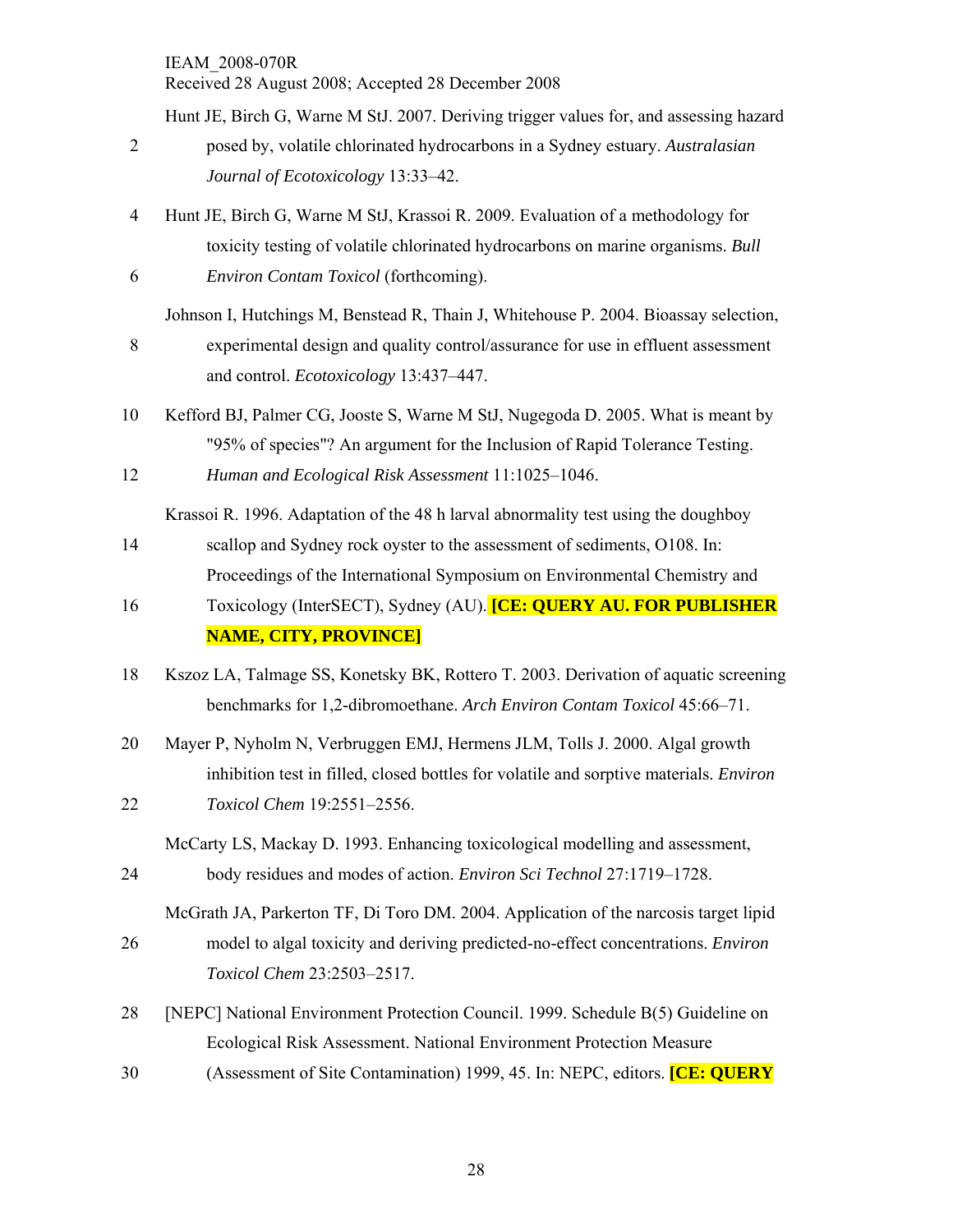Hunt JE, Birch G, Warne M StJ. 2007. Deriving trigger values for, and assessing hazard posed by, volatile chlorinated hydrocarbons in a Sydney estuary. *Australasian Journal of Ecotoxicology* 13:33–42.

Hunt JE, Birch G, Warne M StJ, Krassoi R. 2009. Evaluation of a methodology for toxicity testing of volatile chlorinated hydrocarbons on marine organisms. *Bull Environ Contam Toxicol* (forthcoming).

Johnson I, Hutchings M, Benstead R, Thain J, Whitehouse P. 2004. Bioassay selection, experimental design and quality control/assurance for use in effluent assessment and control. *Ecotoxicology* 13:437–447.

Kefford BJ, Palmer CG, Jooste S, Warne M StJ, Nugegoda D. 2005. What is meant by "95% of species"? An argument for the Inclusion of Rapid Tolerance Testing. *Human and Ecological Risk Assessment* 11:1025–1046.

Krassoi R. 1996. Adaptation of the 48 h larval abnormality test using the doughboy scallop and Sydney rock oyster to the assessment of sediments, O108. In: Proceedings of the International Symposium on Environmental Chemistry and Toxicology (InterSECT), Sydney (AU). **[CE: QUERY AU. FOR PUBLISHER NAME, CITY, PROVINCE]**

Kszoz LA, Talmage SS, Konetsky BK, Rottero T. 2003. Derivation of aquatic screening benchmarks for 1,2-dibromoethane. *Arch Environ Contam Toxicol* 45:66–71.

Mayer P, Nyholm N, Verbruggen EMJ, Hermens JLM, Tolls J. 2000. Algal growth inhibition test in filled, closed bottles for volatile and sorptive materials. *Environ Toxicol Chem* 19:2551–2556.

McCarty LS, Mackay D. 1993. Enhancing toxicological modelling and assessment, body residues and modes of action. *Environ Sci Technol* 27:1719–1728.

McGrath JA, Parkerton TF, Di Toro DM. 2004. Application of the narcosis target lipid model to algal toxicity and deriving predicted-no-effect concentrations. *Environ Toxicol Chem* 23:2503–2517.

[NEPC] National Environment Protection Council. 1999. Schedule B(5) Guideline on Ecological Risk Assessment. National Environment Protection Measure (Assessment of Site Contamination) 1999, 45. In: NEPC, editors. **[CE: QUERY**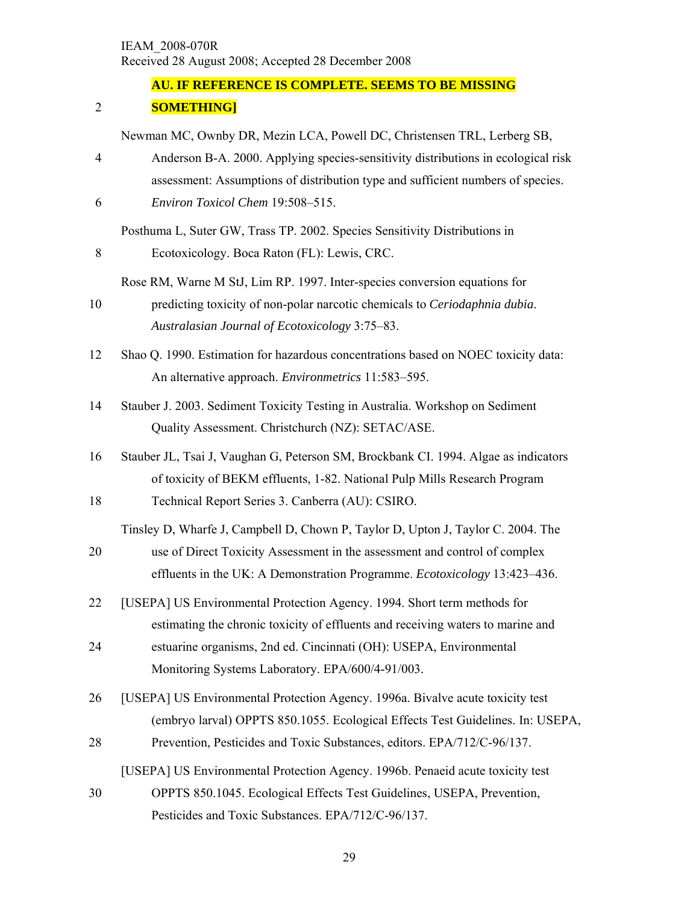**AU. IF REFERENCE IS COMPLETE. SEEMS TO BE MISSING SOMETHING]**

Newman MC, Ownby DR, Mezin LCA, Powell DC, Christensen TRL, Lerberg SB, Anderson B-A. 2000. Applying species-sensitivity distributions in ecological risk assessment: Assumptions of distribution type and sufficient numbers of species. *Environ Toxicol Chem* 19:508–515.

Posthuma L, Suter GW, Trass TP. 2002. Species Sensitivity Distributions in Ecotoxicology. Boca Raton (FL): Lewis, CRC.

Rose RM, Warne M StJ, Lim RP. 1997. Inter-species conversion equations for predicting toxicity of non-polar narcotic chemicals to *Ceriodaphnia dubia*. *Australasian Journal of Ecotoxicology* 3:75–83.

Shao Q. 1990. Estimation for hazardous concentrations based on NOEC toxicity data: An alternative approach. *Environmetrics* 11:583–595.

Stauber J. 2003. Sediment Toxicity Testing in Australia. Workshop on Sediment Quality Assessment. Christchurch (NZ): SETAC/ASE.

Stauber JL, Tsai J, Vaughan G, Peterson SM, Brockbank CI. 1994. Algae as indicators of toxicity of BEKM effluents, 1-82. National Pulp Mills Research Program Technical Report Series 3. Canberra (AU): CSIRO.

Tinsley D, Wharfe J, Campbell D, Chown P, Taylor D, Upton J, Taylor C. 2004. The use of Direct Toxicity Assessment in the assessment and control of complex effluents in the UK: A Demonstration Programme. *Ecotoxicology* 13:423–436.

[USEPA] US Environmental Protection Agency. 1994. Short term methods for estimating the chronic toxicity of effluents and receiving waters to marine and estuarine organisms, 2nd ed. Cincinnati (OH): USEPA, Environmental Monitoring Systems Laboratory. EPA/600/4-91/003.

[USEPA] US Environmental Protection Agency. 1996a. Bivalve acute toxicity test (embryo larval) OPPTS 850.1055. Ecological Effects Test Guidelines. In: USEPA, Prevention, Pesticides and Toxic Substances, editors. EPA/712/C-96/137.

[USEPA] US Environmental Protection Agency. 1996b. Penaeid acute toxicity test OPPTS 850.1045. Ecological Effects Test Guidelines, USEPA, Prevention, Pesticides and Toxic Substances. EPA/712/C-96/137.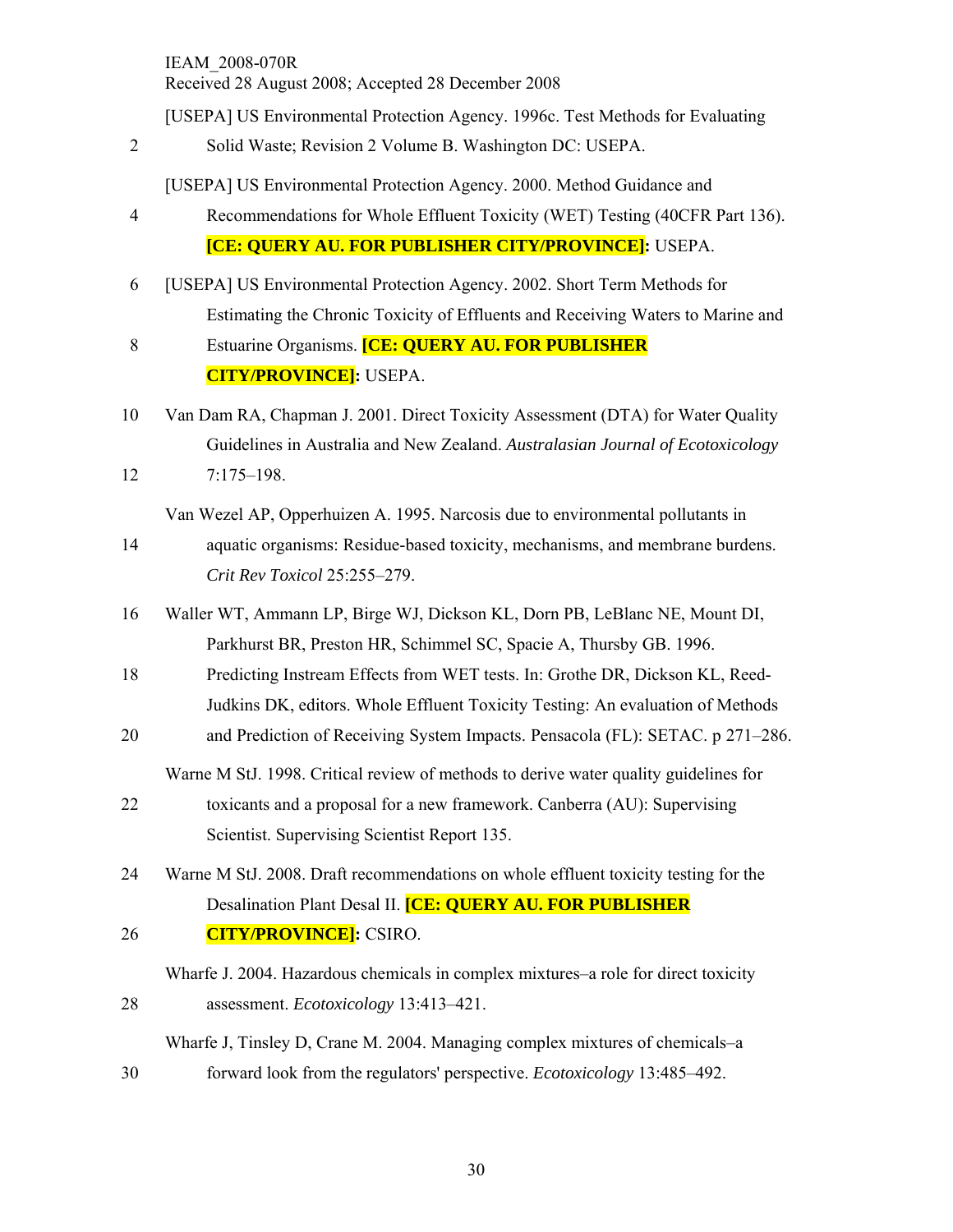[USEPA] US Environmental Protection Agency. 1996c. Test Methods for Evaluating Solid Waste; Revision 2 Volume B. Washington DC: USEPA.

[USEPA] US Environmental Protection Agency. 2000. Method Guidance and Recommendations for Whole Effluent Toxicity (WET) Testing (40CFR Part 136). **[CE: QUERY AU. FOR PUBLISHER CITY/PROVINCE]:** USEPA.

[USEPA] US Environmental Protection Agency. 2002. Short Term Methods for Estimating the Chronic Toxicity of Effluents and Receiving Waters to Marine and Estuarine Organisms. **[CE: QUERY AU. FOR PUBLISHER CITY/PROVINCE]:** USEPA.

Van Dam RA, Chapman J. 2001. Direct Toxicity Assessment (DTA) for Water Quality Guidelines in Australia and New Zealand. *Australasian Journal of Ecotoxicology* 7:175–198.

Van Wezel AP, Opperhuizen A. 1995. Narcosis due to environmental pollutants in aquatic organisms: Residue-based toxicity, mechanisms, and membrane burdens. *Crit Rev Toxicol* 25:255–279.

Waller WT, Ammann LP, Birge WJ, Dickson KL, Dorn PB, LeBlanc NE, Mount DI, Parkhurst BR, Preston HR, Schimmel SC, Spacie A, Thursby GB. 1996. Predicting Instream Effects from WET tests. In: Grothe DR, Dickson KL, Reed-Judkins DK, editors. Whole Effluent Toxicity Testing: An evaluation of Methods and Prediction of Receiving System Impacts. Pensacola (FL): SETAC. p 271–286.

Warne M StJ. 1998. Critical review of methods to derive water quality guidelines for toxicants and a proposal for a new framework. Canberra (AU): Supervising Scientist. Supervising Scientist Report 135.

Warne M StJ. 2008. Draft recommendations on whole effluent toxicity testing for the Desalination Plant Desal II. **[CE: QUERY AU. FOR PUBLISHER CITY/PROVINCE]:** CSIRO.

Wharfe J. 2004. Hazardous chemicals in complex mixtures–a role for direct toxicity assessment. *Ecotoxicology* 13:413–421.

Wharfe J, Tinsley D, Crane M. 2004. Managing complex mixtures of chemicals–a forward look from the regulators' perspective. *Ecotoxicology* 13:485–492.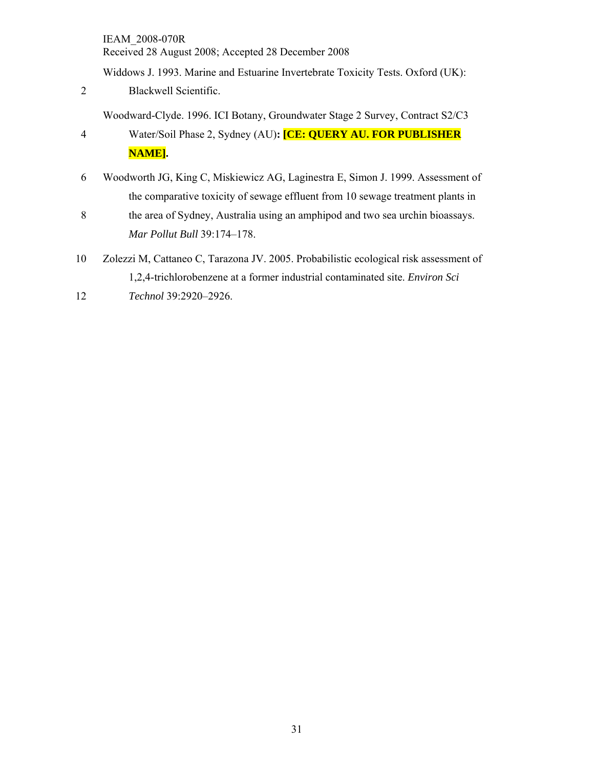Widdows J. 1993. Marine and Estuarine Invertebrate Toxicity Tests. Oxford (UK): Blackwell Scientific.

Woodward-Clyde. 1996. ICI Botany, Groundwater Stage 2 Survey, Contract S2/C3 Water/Soil Phase 2, Sydney (AU)**: [CE: QUERY AU. FOR PUBLISHER NAME].**

Woodworth JG, King C, Miskiewicz AG, Laginestra E, Simon J. 1999. Assessment of the comparative toxicity of sewage effluent from 10 sewage treatment plants in the area of Sydney, Australia using an amphipod and two sea urchin bioassays. *Mar Pollut Bull* 39:174–178.

Zolezzi M, Cattaneo C, Tarazona JV. 2005. Probabilistic ecological risk assessment of 1,2,4-trichlorobenzene at a former industrial contaminated site. *Environ Sci Technol* 39:2920–2926.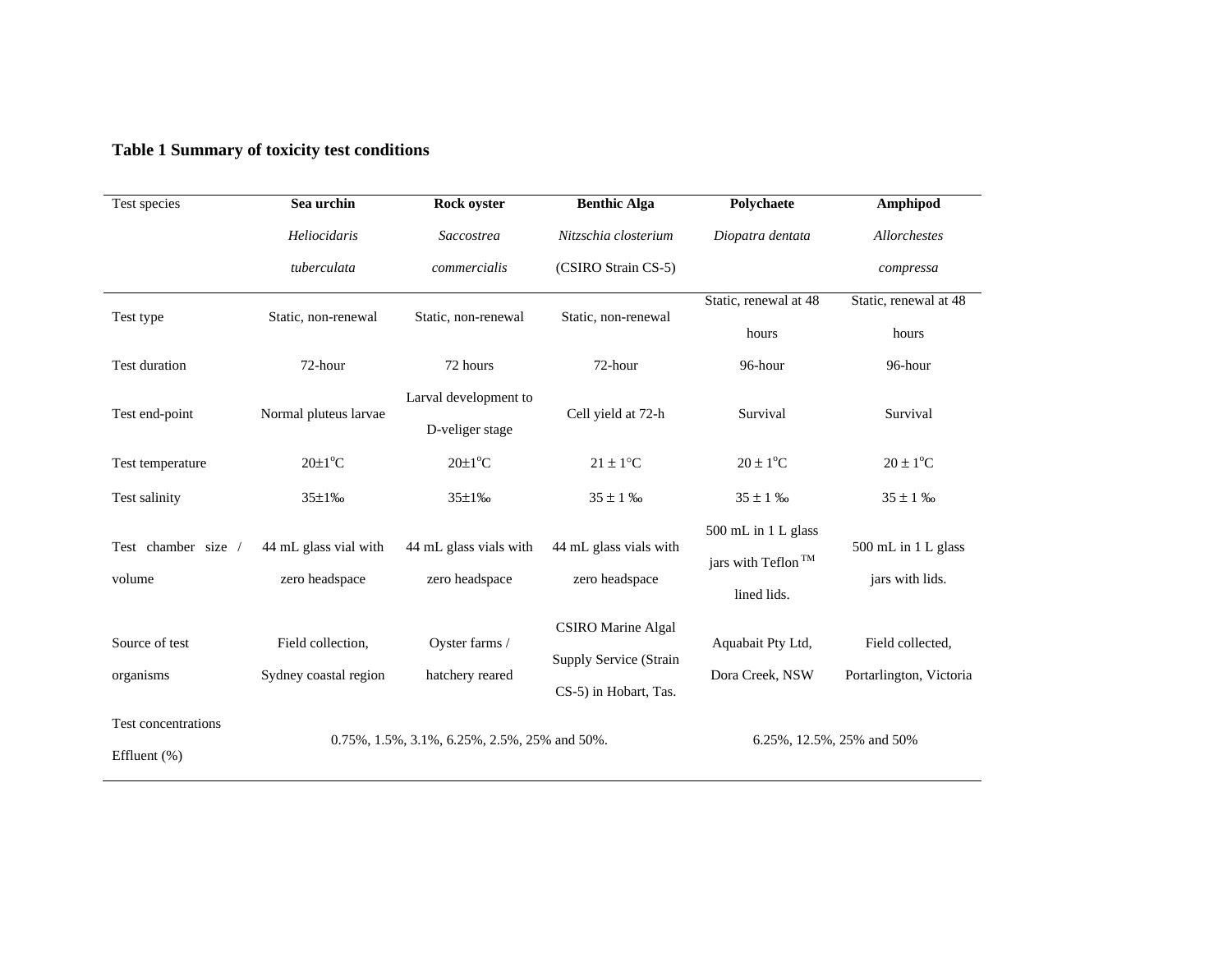**Table 1 Summary of toxicity test conditions**

| Test species | **Sea urchin** *Heliocidaris tuberculata* | **Rock oyster** *Saccostrea commercialis* | **Benthic Alga** *Nitzschia closterium* (CSIRO Strain CS-5) | **Polychaete** *Diopatra dentata* | **Amphipod** *Allorchestes compressa* |
|---|---|---|---|---|---|
| Test type | Static, non-renewal | Static, non-renewal | Static, non-renewal | Static, renewal at 48 hours | Static, renewal at 48 hours |
| Test duration | 72-hour | 72 hours | 72-hour | 96-hour | 96-hour |
| Test end-point | Normal pluteus larvae | Larval development to D-veliger stage | Cell yield at 72-h | Survival | Survival |
| Test temperature | 20±1°C | 20±1°C | 21 ± 1°C | 20 ± 1°C | 20 ± 1°C |
| Test salinity | 35±1‰ | 35±1‰ | 35 ± 1 ‰ | 35 ± 1 ‰ | 35 ± 1 ‰ |
| Test chamber size / volume | 44 mL glass vial with zero headspace | 44 mL glass vials with zero headspace | 44 mL glass vials with zero headspace | 500 mL in 1 L glass jars with Teflon ™ lined lids. | 500 mL in 1 L glass jars with lids. |
| Source of test organisms | Field collection, Sydney coastal region | Oyster farms / hatchery reared | CSIRO Marine Algal Supply Service (Strain CS-5) in Hobart, Tas. | Aquabait Pty Ltd, Dora Creek, NSW | Field collected, Portarlington, Victoria |
| Test concentrations Effluent (%) | 0.75%, 1.5%, 3.1%, 6.25%, 2.5%, 25% and 50%. | | | 6.25%, 12.5%, 25% and 50% | |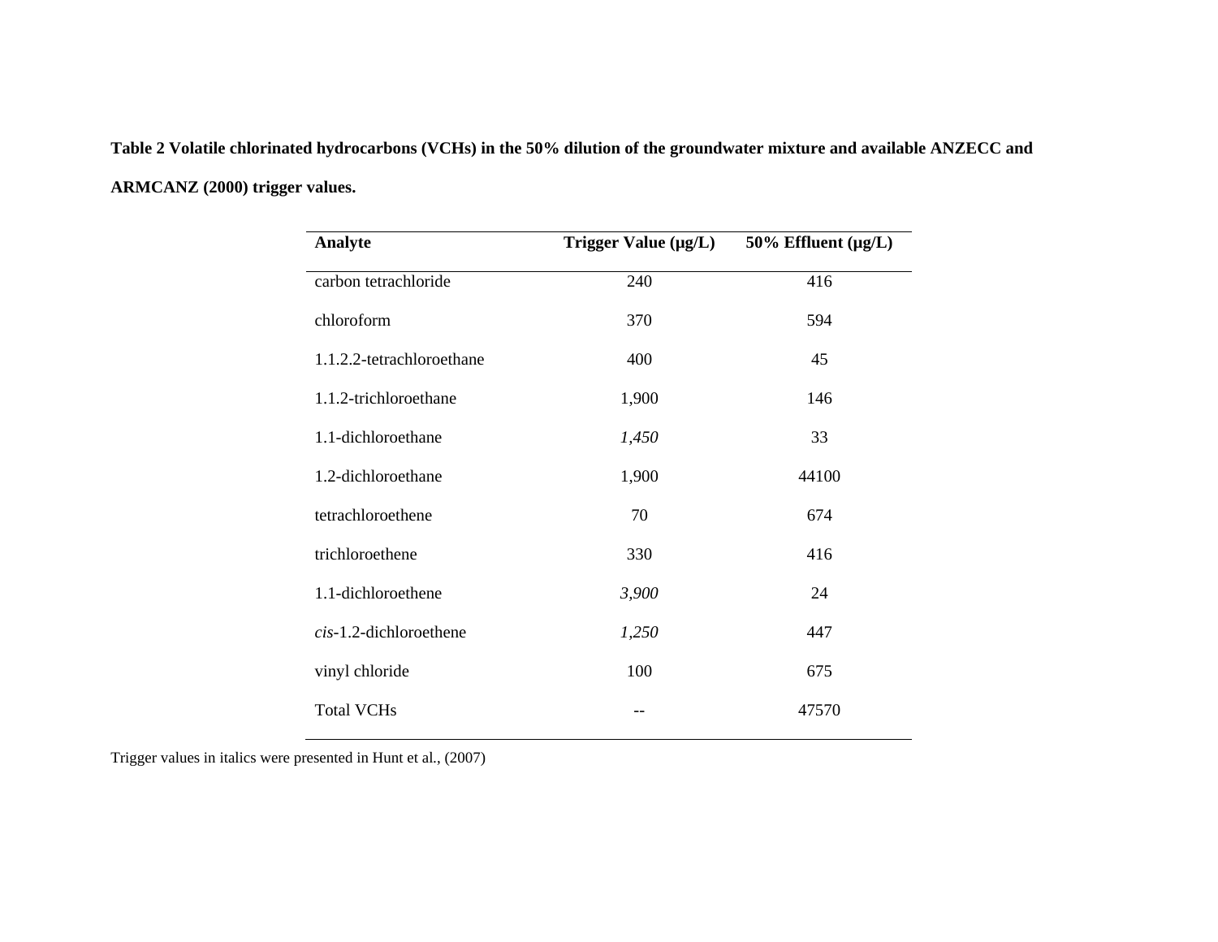**Table 2 Volatile chlorinated hydrocarbons (VCHs) in the 50% dilution of the groundwater mixture and available ANZECC and ARMCANZ (2000) trigger values.**

| Analyte | Trigger Value (µg/L) | 50% Effluent (µg/L) |
|---|---|---|
| carbon tetrachloride | 240 | 416 |
| chloroform | 370 | 594 |
| 1.1.2.2-tetrachloroethane | 400 | 45 |
| 1.1.2-trichloroethane | 1,900 | 146 |
| 1.1-dichloroethane | *1,450* | 33 |
| 1.2-dichloroethane | 1,900 | 44100 |
| tetrachloroethene | 70 | 674 |
| trichloroethene | 330 | 416 |
| 1.1-dichloroethene | *3,900* | 24 |
| *cis*-1.2-dichloroethene | *1,250* | 447 |
| vinyl chloride | 100 | 675 |
| Total VCHs | -- | 47570 |

Trigger values in italics were presented in Hunt et al., (2007)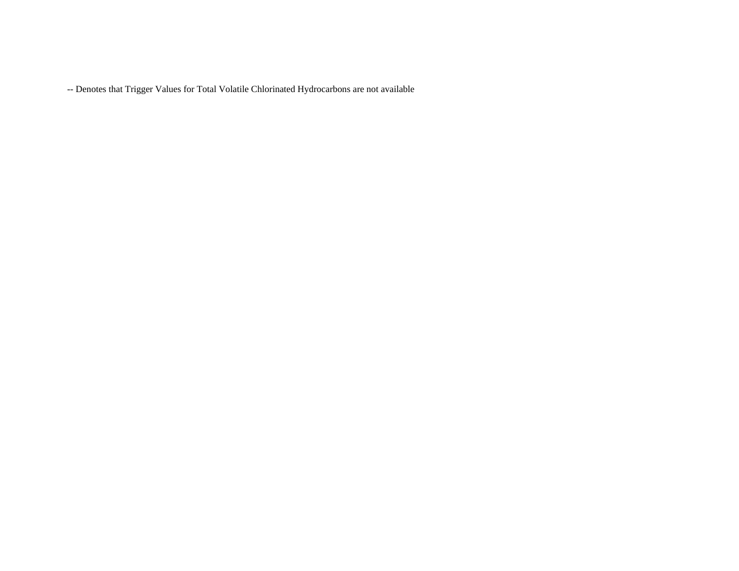-- Denotes that Trigger Values for Total Volatile Chlorinated Hydrocarbons are not available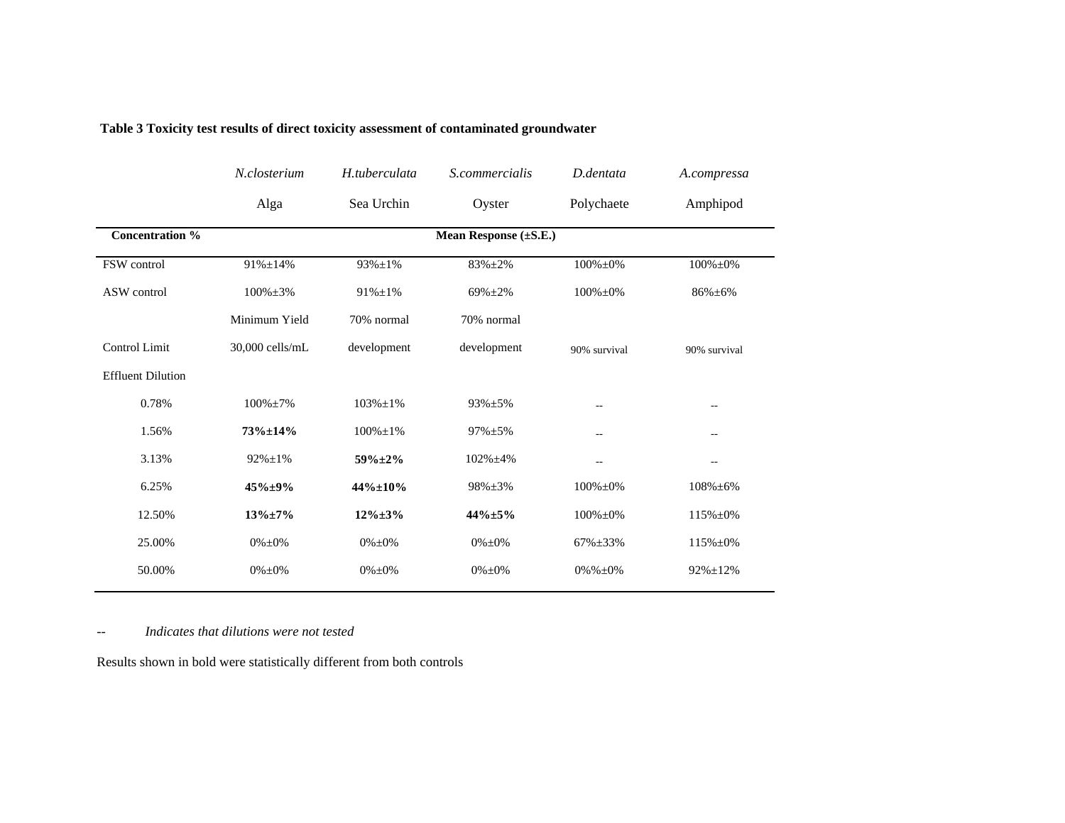**Table 3 Toxicity test results of direct toxicity assessment of contaminated groundwater**

| | *N.closterium* | *H.tuberculata* | *S.commercialis* | *D.dentata* | *A.compressa* |
|---|---|---|---|---|---|
| | Alga | Sea Urchin | Oyster | Polychaete | Amphipod |
| **Concentration %** | **Mean Response (±S.E.)** | | | | |
| FSW control | 91%±14% | 93%±1% | 83%±2% | 100%±0% | 100%±0% |
| ASW control | 100%±3% | 91%±1% | 69%±2% | 100%±0% | 86%±6% |
| Control Limit | Minimum Yield 30,000 cells/mL | 70% normal development | 70% normal development | 90% survival | 90% survival |
| Effluent Dilution | | | | | |
| 0.78% | 100%±7% | 103%±1% | 93%±5% | -- | -- |
| 1.56% | **73%±14%** | 100%±1% | 97%±5% | -- | -- |
| 3.13% | 92%±1% | **59%±2%** | 102%±4% | -- | -- |
| 6.25% | **45%±9%** | **44%±10%** | 98%±3% | 100%±0% | 108%±6% |
| 12.50% | **13%±7%** | **12%±3%** | **44%±5%** | 100%±0% | 115%±0% |
| 25.00% | 0%±0% | 0%±0% | 0%±0% | 67%±33% | 115%±0% |
| 50.00% | 0%±0% | 0%±0% | 0%±0% | 0%%±0% | 92%±12% |

-- *Indicates that dilutions were not tested*

Results shown in bold were statistically different from both controls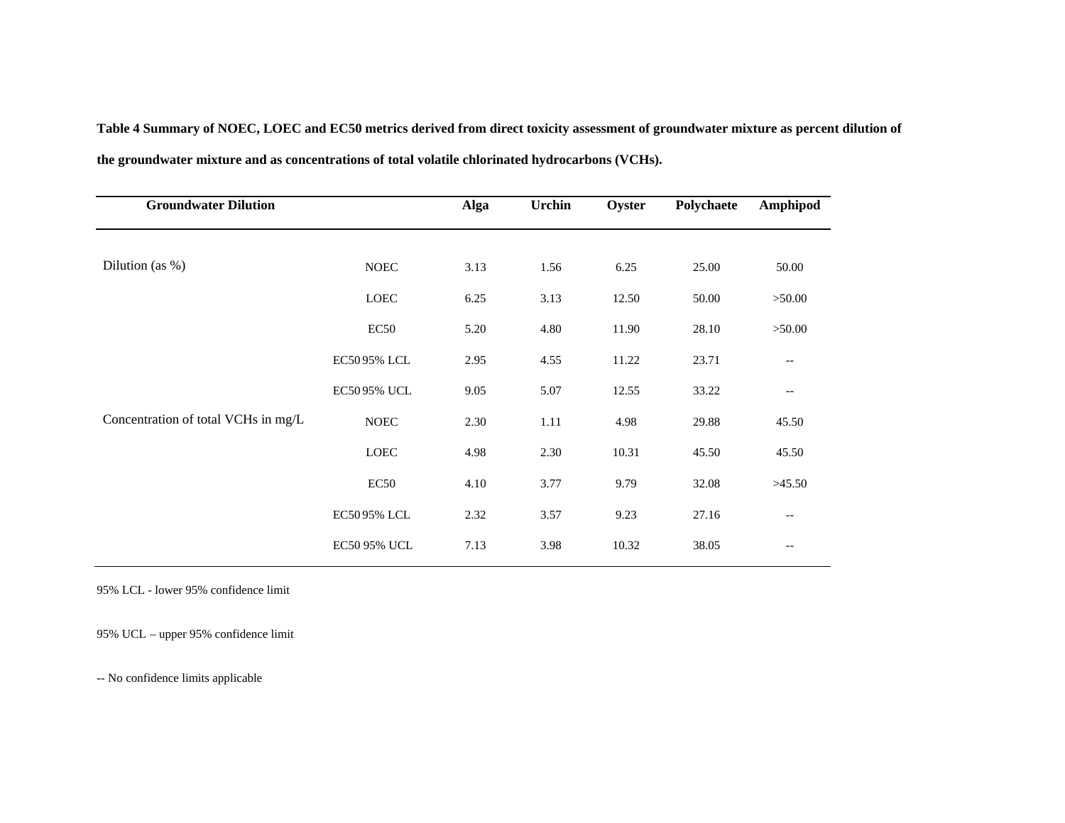**Table 4 Summary of NOEC, LOEC and EC50 metrics derived from direct toxicity assessment of groundwater mixture as percent dilution of the groundwater mixture and as concentrations of total volatile chlorinated hydrocarbons (VCHs).**

| Groundwater Dilution | | Alga | Urchin | Oyster | Polychaete | Amphipod |
|---|---|---|---|---|---|---|
| Dilution (as %) | NOEC | 3.13 | 1.56 | 6.25 | 25.00 | 50.00 |
| | LOEC | 6.25 | 3.13 | 12.50 | 50.00 | >50.00 |
| | EC50 | 5.20 | 4.80 | 11.90 | 28.10 | >50.00 |
| | EC50 95% LCL | 2.95 | 4.55 | 11.22 | 23.71 | -- |
| | EC50 95% UCL | 9.05 | 5.07 | 12.55 | 33.22 | -- |
| Concentration of total VCHs in mg/L | NOEC | 2.30 | 1.11 | 4.98 | 29.88 | 45.50 |
| | LOEC | 4.98 | 2.30 | 10.31 | 45.50 | 45.50 |
| | EC50 | 4.10 | 3.77 | 9.79 | 32.08 | >45.50 |
| | EC50 95% LCL | 2.32 | 3.57 | 9.23 | 27.16 | -- |
| | EC50 95% UCL | 7.13 | 3.98 | 10.32 | 38.05 | -- |

95% LCL - lower 95% confidence limit

95% UCL – upper 95% confidence limit

-- No confidence limits applicable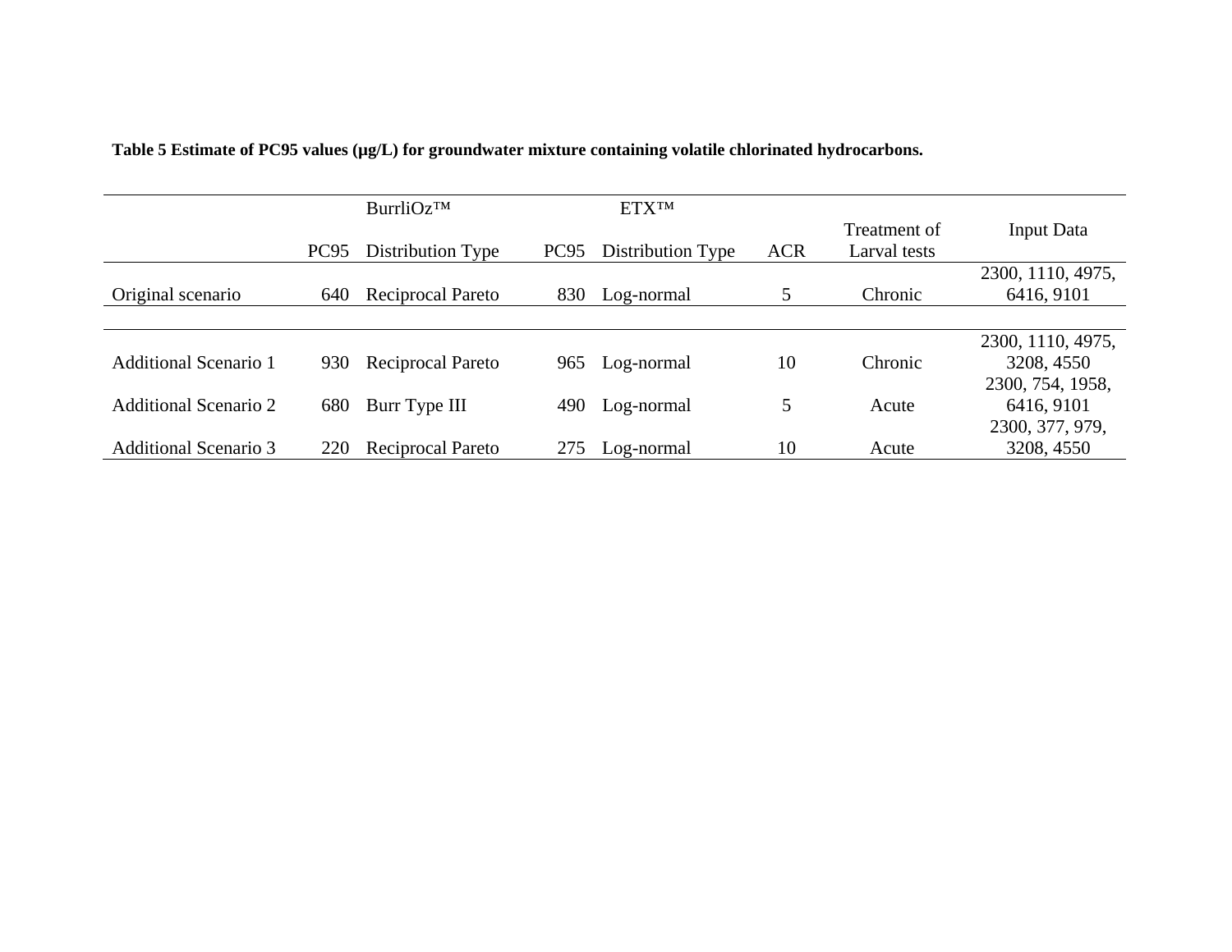**Table 5 Estimate of PC95 values (μg/L) for groundwater mixture containing volatile chlorinated hydrocarbons.**

| | BurrliOz™ | | ETX™ | | | | |
|---|---|---|---|---|---|---|---|
| | PC95 | Distribution Type | PC95 | Distribution Type | ACR | Treatment of Larval tests | Input Data |
| Original scenario | 640 | Reciprocal Pareto | 830 | Log-normal | 5 | Chronic | 2300, 1110, 4975, 6416, 9101 |
| Additional Scenario 1 | 930 | Reciprocal Pareto | 965 | Log-normal | 10 | Chronic | 2300, 1110, 4975, 3208, 4550 |
| Additional Scenario 2 | 680 | Burr Type III | 490 | Log-normal | 5 | Acute | 2300, 754, 1958, 6416, 9101 |
| Additional Scenario 3 | 220 | Reciprocal Pareto | 275 | Log-normal | 10 | Acute | 2300, 377, 979, 3208, 4550 |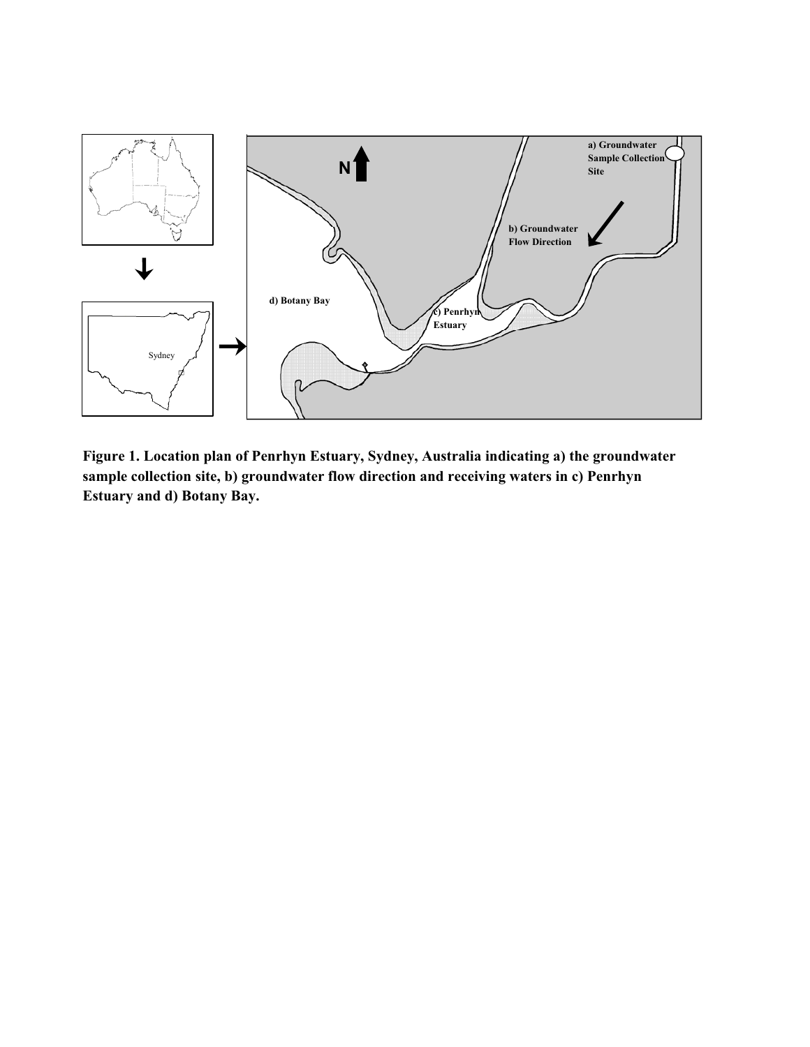**Figure 1. Location plan of Penrhyn Estuary, Sydney, Australia indicating a) the groundwater sample collection site, b) groundwater flow direction and receiving waters in c) Penrhyn Estuary and d) Botany Bay.**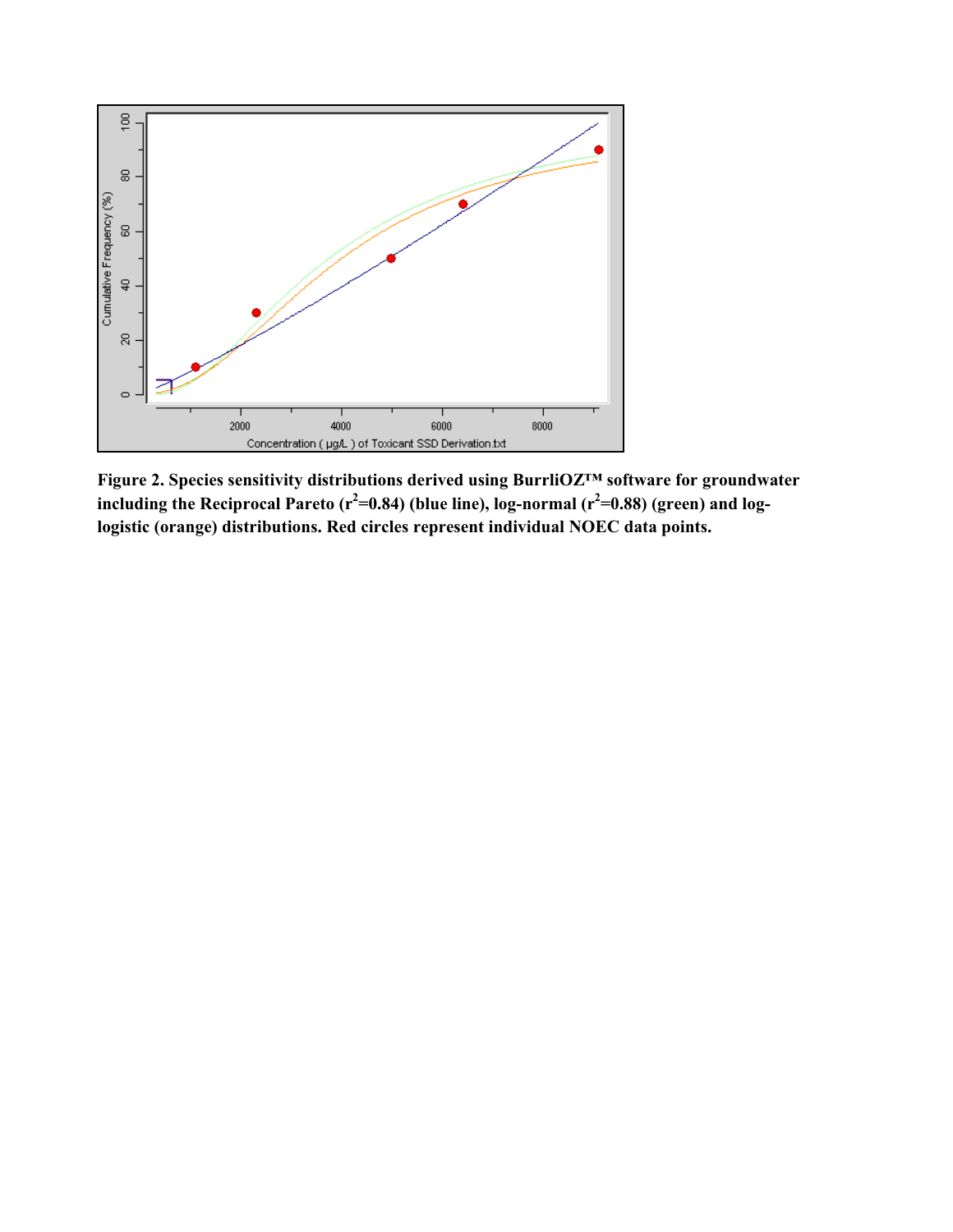Cumulative Frequency (%)

0
20
40
60
80
100

2000
4000
6000
8000

Concentration ( µg/L ) of Toxicant SSD Derivation.txt

**Figure 2. Species sensitivity distributions derived using BurrliOZ™ software for groundwater including the Reciprocal Pareto ($r^2$=0.84) (blue line), log-normal ($r^2$=0.88) (green) and log-logistic (orange) distributions. Red circles represent individual NOEC data points.**